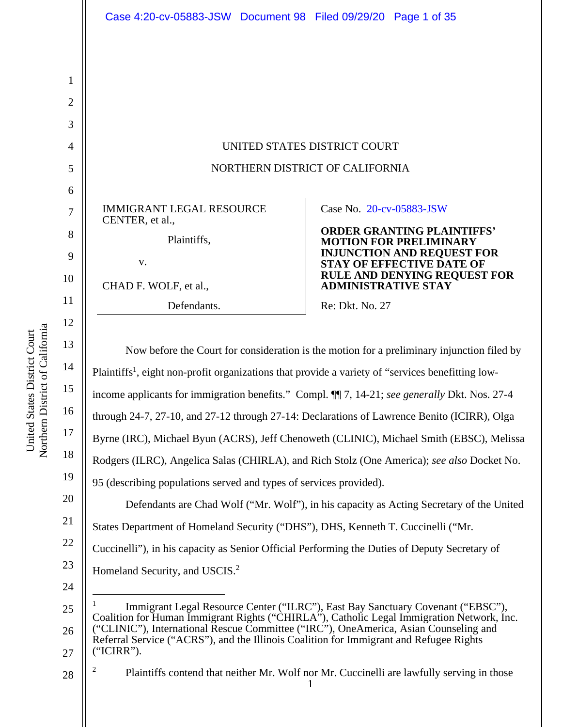UNITED STATES DISTRICT COURT

NORTHERN DISTRICT OF CALIFORNIA

| | |
|---|---|
| IMMIGRANT LEGAL RESOURCE CENTER, et al.,<br><br>Plaintiffs,<br><br>v.<br><br>CHAD F. WOLF, et al.,<br><br>Defendants. | Case No. 20-cv-05883-JSW<br><br>**ORDER GRANTING PLAINTIFFS' MOTION FOR PRELIMINARY INJUNCTION AND REQUEST FOR STAY OF EFFECTIVE DATE OF RULE AND DENYING REQUEST FOR ADMINISTRATIVE STAY**<br><br>Re: Dkt. No. 27 |

Now before the Court for consideration is the motion for a preliminary injunction filed by Plaintiffs[1], eight non-profit organizations that provide a variety of "services benefitting low-income applicants for immigration benefits." Compl. ¶¶ 7, 14-21; *see generally* Dkt. Nos. 27-4 through 24-7, 27-10, and 27-12 through 27-14: Declarations of Lawrence Benito (ICIRR), Olga Byrne (IRC), Michael Byun (ACRS), Jeff Chenoweth (CLINIC), Michael Smith (EBSC), Melissa Rodgers (ILRC), Angelica Salas (CHIRLA), and Rich Stolz (One America); *see also* Docket No. 95 (describing populations served and types of services provided).

Defendants are Chad Wolf ("Mr. Wolf"), in his capacity as Acting Secretary of the United States Department of Homeland Security ("DHS"), DHS, Kenneth T. Cuccinelli ("Mr. Cuccinelli"), in his capacity as Senior Official Performing the Duties of Deputy Secretary of Homeland Security, and USCIS.[2]

---

[1] Immigrant Legal Resource Center ("ILRC"), East Bay Sanctuary Covenant ("EBSC"), Coalition for Human Immigrant Rights ("CHIRLA"), Catholic Legal Immigration Network, Inc. ("CLINIC"), International Rescue Committee ("IRC"), OneAmerica, Asian Counseling and Referral Service ("ACRS"), and the Illinois Coalition for Immigrant and Refugee Rights ("ICIRR").

[2] Plaintiffs contend that neither Mr. Wolf nor Mr. Cuccinelli are lawfully serving in those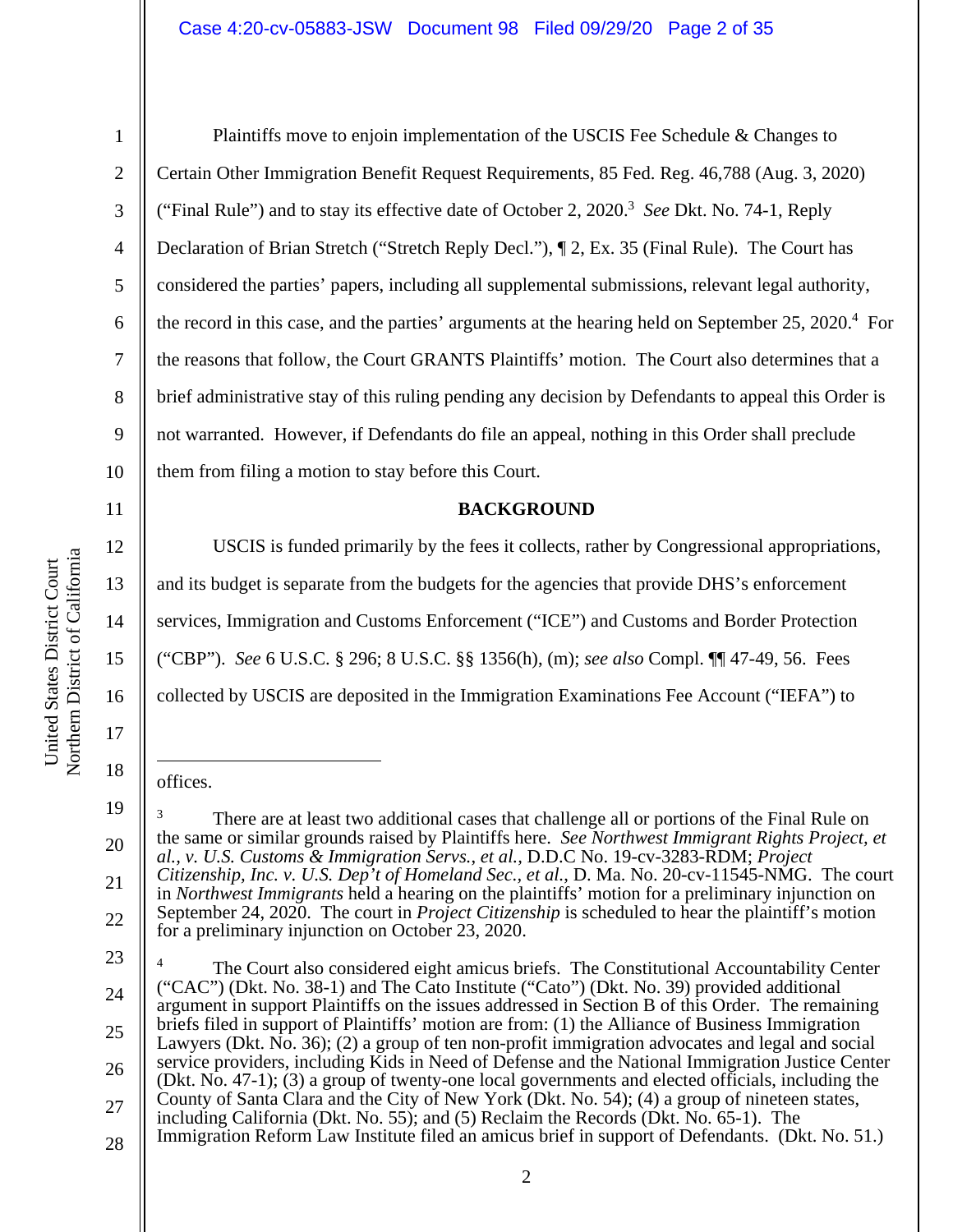Plaintiffs move to enjoin implementation of the USCIS Fee Schedule & Changes to Certain Other Immigration Benefit Request Requirements, 85 Fed. Reg. 46,788 (Aug. 3, 2020) ("Final Rule") and to stay its effective date of October 2, 2020.[3] *See* Dkt. No. 74-1, Reply Declaration of Brian Stretch ("Stretch Reply Decl."), ¶ 2, Ex. 35 (Final Rule). The Court has considered the parties' papers, including all supplemental submissions, relevant legal authority, the record in this case, and the parties' arguments at the hearing held on September 25, 2020.[4] For the reasons that follow, the Court GRANTS Plaintiffs' motion. The Court also determines that a brief administrative stay of this ruling pending any decision by Defendants to appeal this Order is not warranted. However, if Defendants do file an appeal, nothing in this Order shall preclude them from filing a motion to stay before this Court.

**BACKGROUND**

USCIS is funded primarily by the fees it collects, rather by Congressional appropriations, and its budget is separate from the budgets for the agencies that provide DHS's enforcement services, Immigration and Customs Enforcement ("ICE") and Customs and Border Protection ("CBP"). *See* 6 U.S.C. § 296; 8 U.S.C. §§ 1356(h), (m); *see also* Compl. ¶¶ 47-49, 56. Fees collected by USCIS are deposited in the Immigration Examinations Fee Account ("IEFA") to

---

offices.

[3] There are at least two additional cases that challenge all or portions of the Final Rule on the same or similar grounds raised by Plaintiffs here. *See Northwest Immigrant Rights Project, et al., v. U.S. Customs & Immigration Servs., et al.*, D.D.C No. 19-cv-3283-RDM; *Project Citizenship, Inc. v. U.S. Dep't of Homeland Sec., et al.*, D. Ma. No. 20-cv-11545-NMG. The court in *Northwest Immigrants* held a hearing on the plaintiffs' motion for a preliminary injunction on September 24, 2020. The court in *Project Citizenship* is scheduled to hear the plaintiff's motion for a preliminary injunction on October 23, 2020.

[4] The Court also considered eight amicus briefs. The Constitutional Accountability Center ("CAC") (Dkt. No. 38-1) and The Cato Institute ("Cato") (Dkt. No. 39) provided additional argument in support Plaintiffs on the issues addressed in Section B of this Order. The remaining briefs filed in support of Plaintiffs' motion are from: (1) the Alliance of Business Immigration Lawyers (Dkt. No. 36); (2) a group of ten non-profit immigration advocates and legal and social service providers, including Kids in Need of Defense and the National Immigration Justice Center (Dkt. No. 47-1); (3) a group of twenty-one local governments and elected officials, including the County of Santa Clara and the City of New York (Dkt. No. 54); (4) a group of nineteen states, including California (Dkt. No. 55); and (5) Reclaim the Records (Dkt. No. 65-1). The Immigration Reform Law Institute filed an amicus brief in support of Defendants. (Dkt. No. 51.)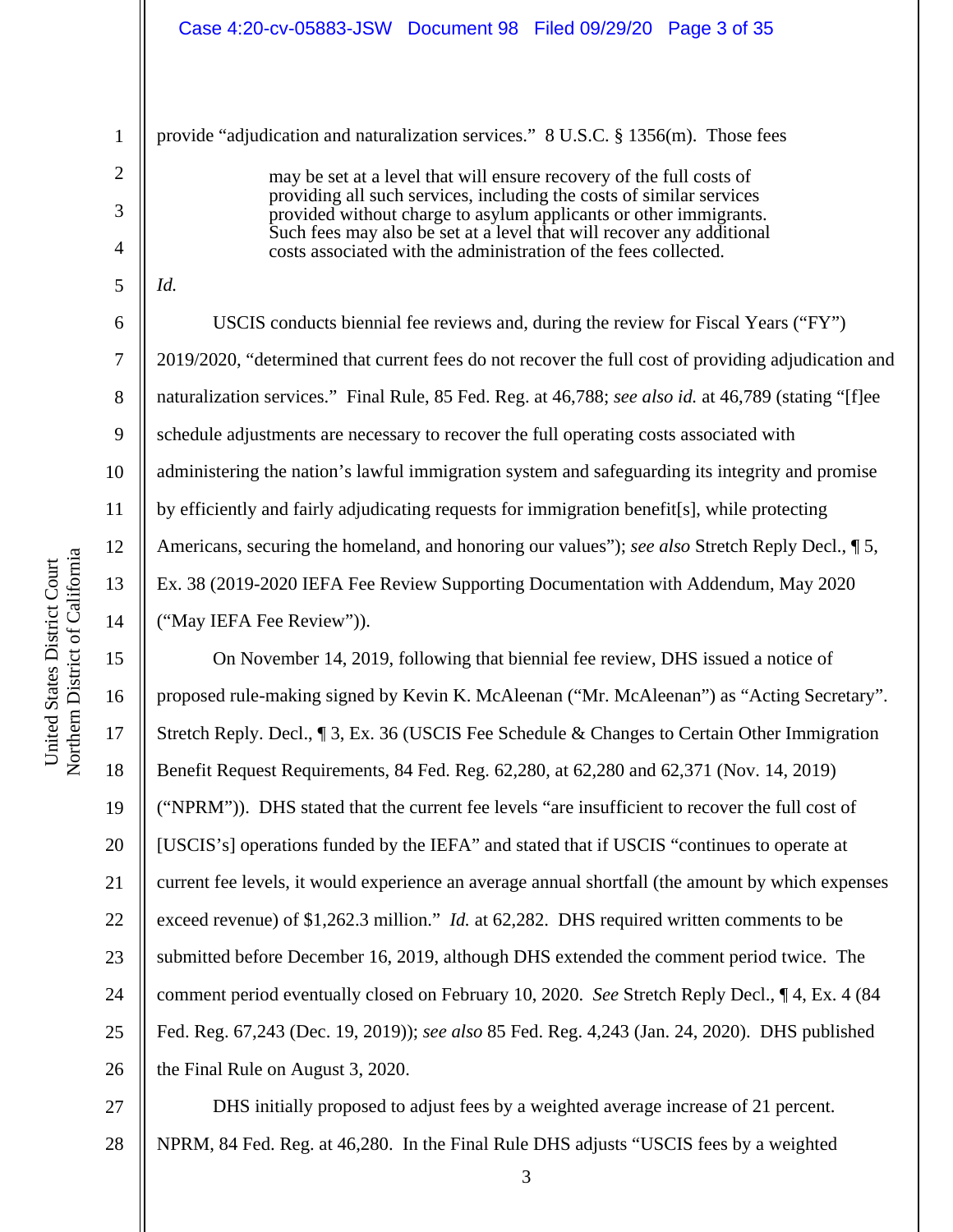provide "adjudication and naturalization services." 8 U.S.C. § 1356(m). Those fees

> may be set at a level that will ensure recovery of the full costs of providing all such services, including the costs of similar services provided without charge to asylum applicants or other immigrants. Such fees may also be set at a level that will recover any additional costs associated with the administration of the fees collected.

*Id.*

USCIS conducts biennial fee reviews and, during the review for Fiscal Years ("FY") 2019/2020, "determined that current fees do not recover the full cost of providing adjudication and naturalization services." Final Rule, 85 Fed. Reg. at 46,788; *see also id.* at 46,789 (stating "[f]ee schedule adjustments are necessary to recover the full operating costs associated with administering the nation's lawful immigration system and safeguarding its integrity and promise by efficiently and fairly adjudicating requests for immigration benefit[s], while protecting Americans, securing the homeland, and honoring our values"); *see also* Stretch Reply Decl., ¶ 5, Ex. 38 (2019-2020 IEFA Fee Review Supporting Documentation with Addendum, May 2020 ("May IEFA Fee Review")).

On November 14, 2019, following that biennial fee review, DHS issued a notice of proposed rule-making signed by Kevin K. McAleenan ("Mr. McAleenan") as "Acting Secretary". Stretch Reply. Decl., ¶ 3, Ex. 36 (USCIS Fee Schedule & Changes to Certain Other Immigration Benefit Request Requirements, 84 Fed. Reg. 62,280, at 62,280 and 62,371 (Nov. 14, 2019) ("NPRM")). DHS stated that the current fee levels "are insufficient to recover the full cost of [USCIS's] operations funded by the IEFA" and stated that if USCIS "continues to operate at current fee levels, it would experience an average annual shortfall (the amount by which expenses exceed revenue) of $1,262.3 million." *Id.* at 62,282. DHS required written comments to be submitted before December 16, 2019, although DHS extended the comment period twice. The comment period eventually closed on February 10, 2020. *See* Stretch Reply Decl., ¶ 4, Ex. 4 (84 Fed. Reg. 67,243 (Dec. 19, 2019)); *see also* 85 Fed. Reg. 4,243 (Jan. 24, 2020). DHS published the Final Rule on August 3, 2020.

DHS initially proposed to adjust fees by a weighted average increase of 21 percent. NPRM, 84 Fed. Reg. at 46,280. In the Final Rule DHS adjusts "USCIS fees by a weighted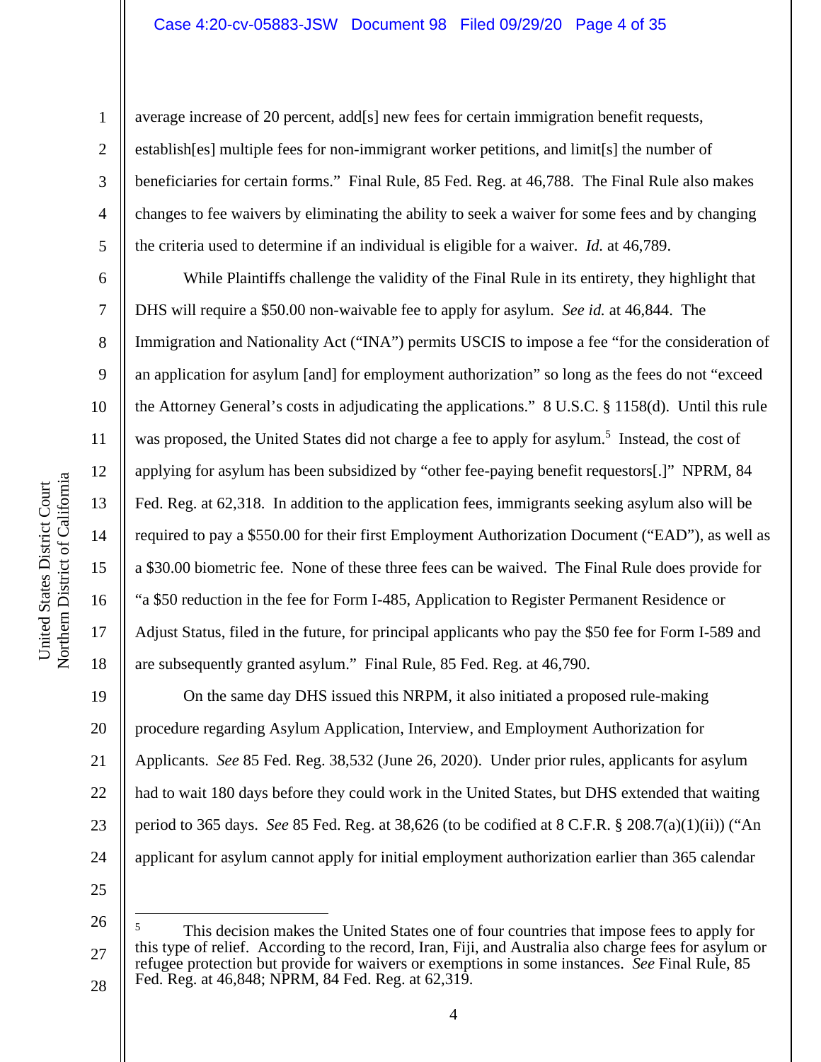average increase of 20 percent, add[s] new fees for certain immigration benefit requests, establish[es] multiple fees for non-immigrant worker petitions, and limit[s] the number of beneficiaries for certain forms." Final Rule, 85 Fed. Reg. at 46,788. The Final Rule also makes changes to fee waivers by eliminating the ability to seek a waiver for some fees and by changing the criteria used to determine if an individual is eligible for a waiver. *Id.* at 46,789.

While Plaintiffs challenge the validity of the Final Rule in its entirety, they highlight that DHS will require a $50.00 non-waivable fee to apply for asylum. *See id.* at 46,844. The Immigration and Nationality Act ("INA") permits USCIS to impose a fee "for the consideration of an application for asylum [and] for employment authorization" so long as the fees do not "exceed the Attorney General's costs in adjudicating the applications." 8 U.S.C. § 1158(d). Until this rule was proposed, the United States did not charge a fee to apply for asylum.[5] Instead, the cost of applying for asylum has been subsidized by "other fee-paying benefit requestors[.]" NPRM, 84 Fed. Reg. at 62,318. In addition to the application fees, immigrants seeking asylum also will be required to pay a $550.00 for their first Employment Authorization Document ("EAD"), as well as a $30.00 biometric fee. None of these three fees can be waived. The Final Rule does provide for "a $50 reduction in the fee for Form I-485, Application to Register Permanent Residence or Adjust Status, filed in the future, for principal applicants who pay the $50 fee for Form I-589 and are subsequently granted asylum." Final Rule, 85 Fed. Reg. at 46,790.

On the same day DHS issued this NRPM, it also initiated a proposed rule-making procedure regarding Asylum Application, Interview, and Employment Authorization for Applicants. *See* 85 Fed. Reg. 38,532 (June 26, 2020). Under prior rules, applicants for asylum had to wait 180 days before they could work in the United States, but DHS extended that waiting period to 365 days. *See* 85 Fed. Reg. at 38,626 (to be codified at 8 C.F.R. § 208.7(a)(1)(ii)) ("An applicant for asylum cannot apply for initial employment authorization earlier than 365 calendar

[5] This decision makes the United States one of four countries that impose fees to apply for this type of relief. According to the record, Iran, Fiji, and Australia also charge fees for asylum or refugee protection but provide for waivers or exemptions in some instances. *See* Final Rule, 85 Fed. Reg. at 46,848; NPRM, 84 Fed. Reg. at 62,319.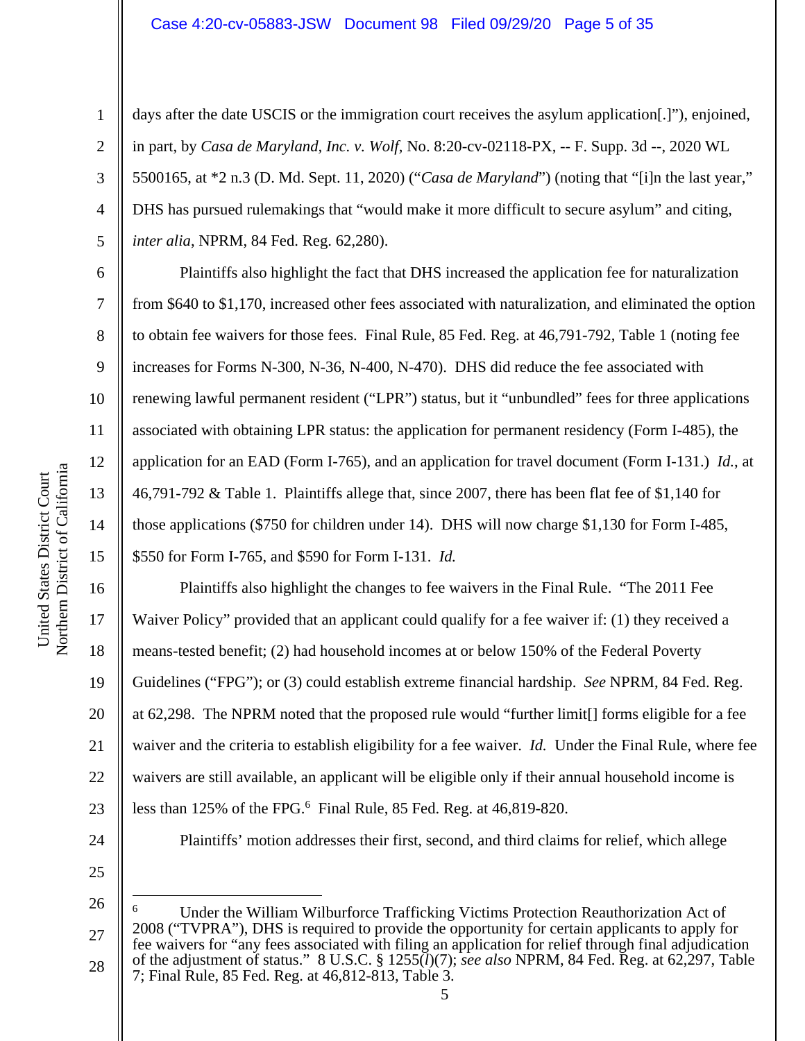days after the date USCIS or the immigration court receives the asylum application[.]"), enjoined, in part, by *Casa de Maryland, Inc. v. Wolf*, No. 8:20-cv-02118-PX, -- F. Supp. 3d --, 2020 WL 5500165, at *2 n.3 (D. Md. Sept. 11, 2020) ("*Casa de Maryland*") (noting that "[i]n the last year," DHS has pursued rulemakings that "would make it more difficult to secure asylum" and citing, *inter alia*, NPRM, 84 Fed. Reg. 62,280).

Plaintiffs also highlight the fact that DHS increased the application fee for naturalization from $640 to $1,170, increased other fees associated with naturalization, and eliminated the option to obtain fee waivers for those fees. Final Rule, 85 Fed. Reg. at 46,791-792, Table 1 (noting fee increases for Forms N-300, N-36, N-400, N-470). DHS did reduce the fee associated with renewing lawful permanent resident ("LPR") status, but it "unbundled" fees for three applications associated with obtaining LPR status: the application for permanent residency (Form I-485), the application for an EAD (Form I-765), and an application for travel document (Form I-131.) *Id.*, at 46,791-792 & Table 1. Plaintiffs allege that, since 2007, there has been flat fee of $1,140 for those applications ($750 for children under 14). DHS will now charge $1,130 for Form I-485, $550 for Form I-765, and $590 for Form I-131. *Id.*

Plaintiffs also highlight the changes to fee waivers in the Final Rule. "The 2011 Fee Waiver Policy" provided that an applicant could qualify for a fee waiver if: (1) they received a means-tested benefit; (2) had household incomes at or below 150% of the Federal Poverty Guidelines ("FPG"); or (3) could establish extreme financial hardship. *See* NPRM, 84 Fed. Reg. at 62,298. The NPRM noted that the proposed rule would "further limit[] forms eligible for a fee waiver and the criteria to establish eligibility for a fee waiver. *Id.* Under the Final Rule, where fee waivers are still available, an applicant will be eligible only if their annual household income is less than 125% of the FPG.[6] Final Rule, 85 Fed. Reg. at 46,819-820.

Plaintiffs' motion addresses their first, second, and third claims for relief, which allege

---

[6] Under the William Wilburforce Trafficking Victims Protection Reauthorization Act of 2008 ("TVPRA"), DHS is required to provide the opportunity for certain applicants to apply for fee waivers for "any fees associated with filing an application for relief through final adjudication of the adjustment of status." 8 U.S.C. § 1255(*l*)(7); *see also* NPRM, 84 Fed. Reg. at 62,297, Table 7; Final Rule, 85 Fed. Reg. at 46,812-813, Table 3.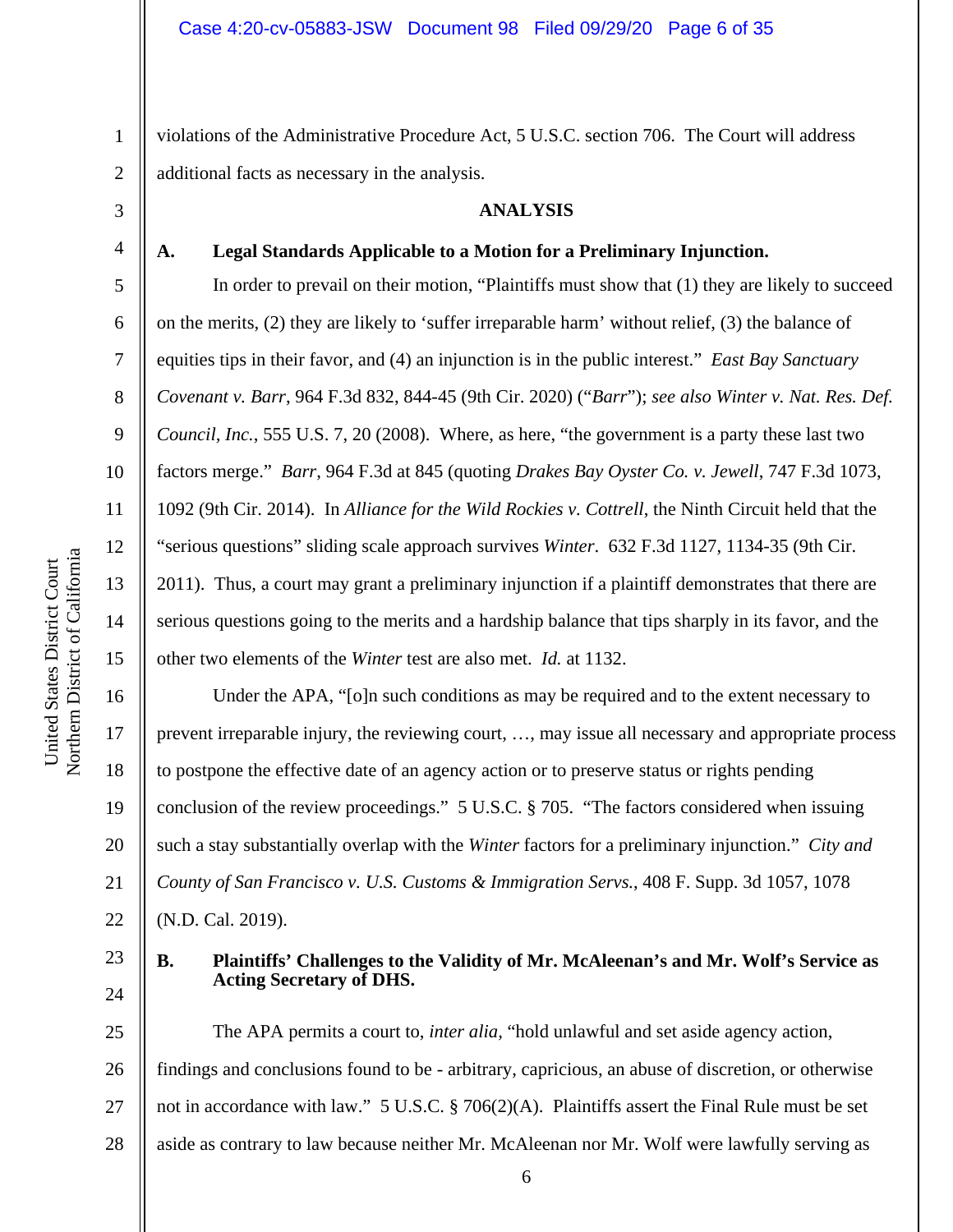violations of the Administrative Procedure Act, 5 U.S.C. section 706. The Court will address additional facts as necessary in the analysis.

## ANALYSIS

### A. Legal Standards Applicable to a Motion for a Preliminary Injunction.

In order to prevail on their motion, "Plaintiffs must show that (1) they are likely to succeed on the merits, (2) they are likely to 'suffer irreparable harm' without relief, (3) the balance of equities tips in their favor, and (4) an injunction is in the public interest." *East Bay Sanctuary Covenant v. Barr*, 964 F.3d 832, 844-45 (9th Cir. 2020) ("*Barr*"); *see also Winter v. Nat. Res. Def. Council, Inc.*, 555 U.S. 7, 20 (2008). Where, as here, "the government is a party these last two factors merge." *Barr*, 964 F.3d at 845 (quoting *Drakes Bay Oyster Co. v. Jewell*, 747 F.3d 1073, 1092 (9th Cir. 2014). In *Alliance for the Wild Rockies v. Cottrell*, the Ninth Circuit held that the "serious questions" sliding scale approach survives *Winter*. 632 F.3d 1127, 1134-35 (9th Cir. 2011). Thus, a court may grant a preliminary injunction if a plaintiff demonstrates that there are serious questions going to the merits and a hardship balance that tips sharply in its favor, and the other two elements of the *Winter* test are also met. *Id.* at 1132.

Under the APA, "[o]n such conditions as may be required and to the extent necessary to prevent irreparable injury, the reviewing court, …, may issue all necessary and appropriate process to postpone the effective date of an agency action or to preserve status or rights pending conclusion of the review proceedings." 5 U.S.C. § 705. "The factors considered when issuing such a stay substantially overlap with the *Winter* factors for a preliminary injunction." *City and County of San Francisco v. U.S. Customs & Immigration Servs.*, 408 F. Supp. 3d 1057, 1078 (N.D. Cal. 2019).

### B. Plaintiffs' Challenges to the Validity of Mr. McAleenan's and Mr. Wolf's Service as Acting Secretary of DHS.

The APA permits a court to, *inter alia*, "hold unlawful and set aside agency action, findings and conclusions found to be - arbitrary, capricious, an abuse of discretion, or otherwise not in accordance with law." 5 U.S.C. § 706(2)(A). Plaintiffs assert the Final Rule must be set aside as contrary to law because neither Mr. McAleenan nor Mr. Wolf were lawfully serving as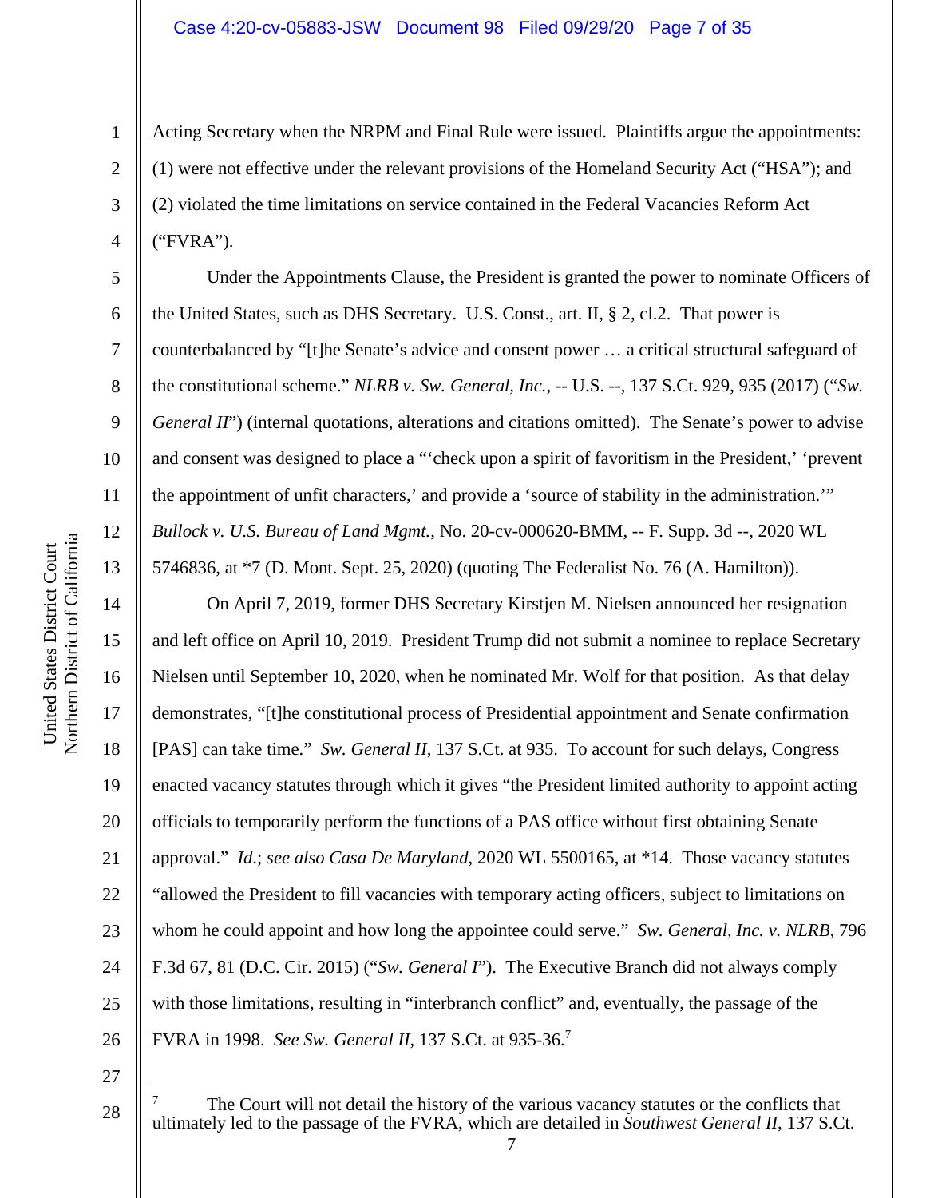Acting Secretary when the NRPM and Final Rule were issued. Plaintiffs argue the appointments: (1) were not effective under the relevant provisions of the Homeland Security Act ("HSA"); and (2) violated the time limitations on service contained in the Federal Vacancies Reform Act ("FVRA").

Under the Appointments Clause, the President is granted the power to nominate Officers of the United States, such as DHS Secretary. U.S. Const., art. II, § 2, cl.2. That power is counterbalanced by "[t]he Senate's advice and consent power … a critical structural safeguard of the constitutional scheme." *NLRB v. Sw. General, Inc.*, -- U.S. --, 137 S.Ct. 929, 935 (2017) ("*Sw. General II*") (internal quotations, alterations and citations omitted). The Senate's power to advise and consent was designed to place a "'check upon a spirit of favoritism in the President,' 'prevent the appointment of unfit characters,' and provide a 'source of stability in the administration.'" *Bullock v. U.S. Bureau of Land Mgmt.*, No. 20-cv-000620-BMM, -- F. Supp. 3d --, 2020 WL 5746836, at *7 (D. Mont. Sept. 25, 2020) (quoting The Federalist No. 76 (A. Hamilton)).

On April 7, 2019, former DHS Secretary Kirstjen M. Nielsen announced her resignation and left office on April 10, 2019. President Trump did not submit a nominee to replace Secretary Nielsen until September 10, 2020, when he nominated Mr. Wolf for that position. As that delay demonstrates, "[t]he constitutional process of Presidential appointment and Senate confirmation [PAS] can take time." *Sw. General II*, 137 S.Ct. at 935. To account for such delays, Congress enacted vacancy statutes through which it gives "the President limited authority to appoint acting officials to temporarily perform the functions of a PAS office without first obtaining Senate approval." *Id.*; *see also Casa De Maryland*, 2020 WL 5500165, at *14. Those vacancy statutes "allowed the President to fill vacancies with temporary acting officers, subject to limitations on whom he could appoint and how long the appointee could serve." *Sw. General, Inc. v. NLRB*, 796 F.3d 67, 81 (D.C. Cir. 2015) ("*Sw. General I*"). The Executive Branch did not always comply with those limitations, resulting in "interbranch conflict" and, eventually, the passage of the FVRA in 1998. *See Sw. General II*, 137 S.Ct. at 935-36.[7]

---

[7] The Court will not detail the history of the various vacancy statutes or the conflicts that ultimately led to the passage of the FVRA, which are detailed in *Southwest General II*, 137 S.Ct.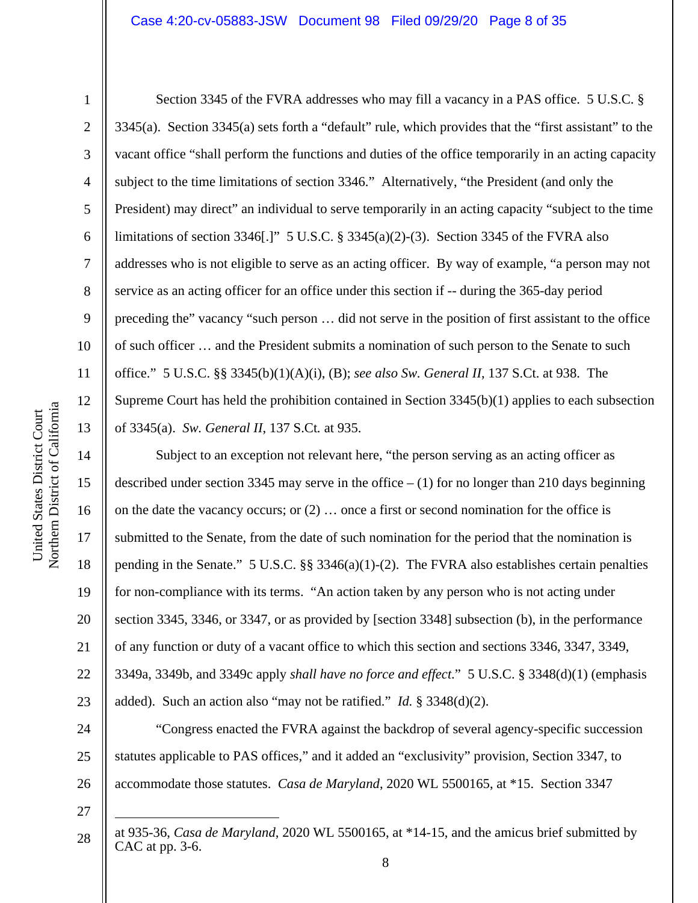Section 3345 of the FVRA addresses who may fill a vacancy in a PAS office. 5 U.S.C. § 3345(a). Section 3345(a) sets forth a "default" rule, which provides that the "first assistant" to the vacant office "shall perform the functions and duties of the office temporarily in an acting capacity subject to the time limitations of section 3346." Alternatively, "the President (and only the President) may direct" an individual to serve temporarily in an acting capacity "subject to the time limitations of section 3346[.]" 5 U.S.C. § 3345(a)(2)-(3). Section 3345 of the FVRA also addresses who is not eligible to serve as an acting officer. By way of example, "a person may not service as an acting officer for an office under this section if -- during the 365-day period preceding the" vacancy "such person … did not serve in the position of first assistant to the office of such officer … and the President submits a nomination of such person to the Senate to such office." 5 U.S.C. §§ 3345(b)(1)(A)(i), (B); *see also Sw. General II*, 137 S.Ct. at 938. The Supreme Court has held the prohibition contained in Section 3345(b)(1) applies to each subsection of 3345(a). *Sw. General II*, 137 S.Ct. at 935.

Subject to an exception not relevant here, "the person serving as an acting officer as described under section 3345 may serve in the office – (1) for no longer than 210 days beginning on the date the vacancy occurs; or (2) … once a first or second nomination for the office is submitted to the Senate, from the date of such nomination for the period that the nomination is pending in the Senate." 5 U.S.C. §§ 3346(a)(1)-(2). The FVRA also establishes certain penalties for non-compliance with its terms. "An action taken by any person who is not acting under section 3345, 3346, or 3347, or as provided by [section 3348] subsection (b), in the performance of any function or duty of a vacant office to which this section and sections 3346, 3347, 3349, 3349a, 3349b, and 3349c apply *shall have no force and effect*." 5 U.S.C. § 3348(d)(1) (emphasis added). Such an action also "may not be ratified." *Id.* § 3348(d)(2).

"Congress enacted the FVRA against the backdrop of several agency-specific succession statutes applicable to PAS offices," and it added an "exclusivity" provision, Section 3347, to accommodate those statutes. *Casa de Maryland*, 2020 WL 5500165, at *15. Section 3347

---

at 935-36, *Casa de Maryland*, 2020 WL 5500165, at *14-15, and the amicus brief submitted by CAC at pp. 3-6.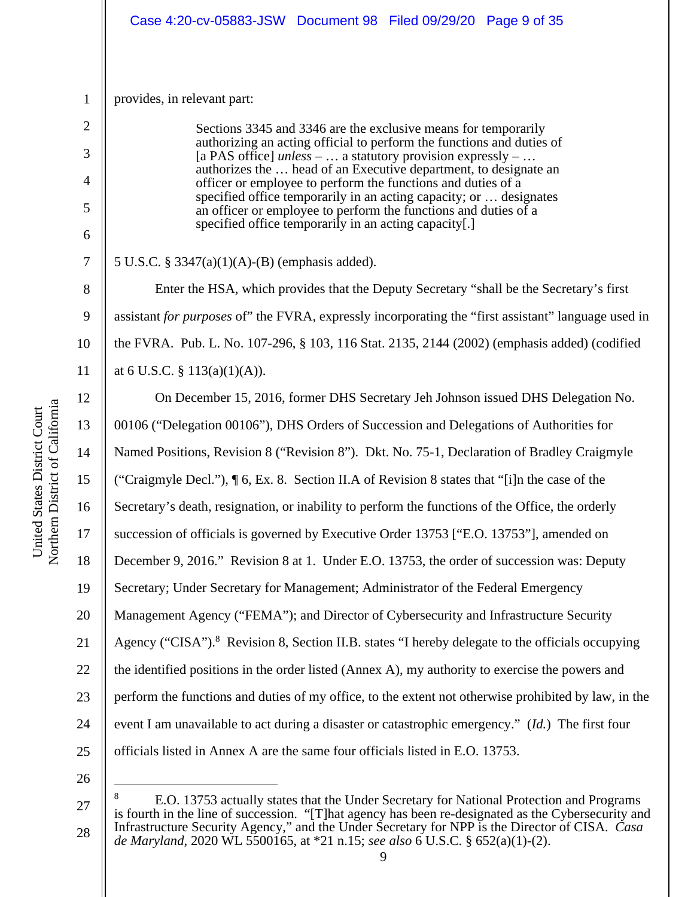provides, in relevant part:

> Sections 3345 and 3346 are the exclusive means for temporarily authorizing an acting official to perform the functions and duties of [a PAS office] *unless* – … a statutory provision expressly – … authorizes the … head of an Executive department, to designate an officer or employee to perform the functions and duties of a specified office temporarily in an acting capacity; or … designates an officer or employee to perform the functions and duties of a specified office temporarily in an acting capacity[.]

5 U.S.C. § 3347(a)(1)(A)-(B) (emphasis added).

Enter the HSA, which provides that the Deputy Secretary "shall be the Secretary's first assistant *for purposes* of" the FVRA, expressly incorporating the "first assistant" language used in the FVRA. Pub. L. No. 107-296, § 103, 116 Stat. 2135, 2144 (2002) (emphasis added) (codified at 6 U.S.C. § 113(a)(1)(A)).

On December 15, 2016, former DHS Secretary Jeh Johnson issued DHS Delegation No. 00106 ("Delegation 00106"), DHS Orders of Succession and Delegations of Authorities for Named Positions, Revision 8 ("Revision 8"). Dkt. No. 75-1, Declaration of Bradley Craigmyle ("Craigmyle Decl."), ¶ 6, Ex. 8. Section II.A of Revision 8 states that "[i]n the case of the Secretary's death, resignation, or inability to perform the functions of the Office, the orderly succession of officials is governed by Executive Order 13753 ["E.O. 13753"], amended on December 9, 2016." Revision 8 at 1. Under E.O. 13753, the order of succession was: Deputy Secretary; Under Secretary for Management; Administrator of the Federal Emergency Management Agency ("FEMA"); and Director of Cybersecurity and Infrastructure Security Agency ("CISA").[8] Revision 8, Section II.B. states "I hereby delegate to the officials occupying the identified positions in the order listed (Annex A), my authority to exercise the powers and perform the functions and duties of my office, to the extent not otherwise prohibited by law, in the event I am unavailable to act during a disaster or catastrophic emergency." (*Id.*) The first four officials listed in Annex A are the same four officials listed in E.O. 13753.

---

[8] E.O. 13753 actually states that the Under Secretary for National Protection and Programs is fourth in the line of succession. "[T]hat agency has been re-designated as the Cybersecurity and Infrastructure Security Agency," and the Under Secretary for NPP is the Director of CISA. *Casa de Maryland*, 2020 WL 5500165, at *21 n.15; *see also* 6 U.S.C. § 652(a)(1)-(2).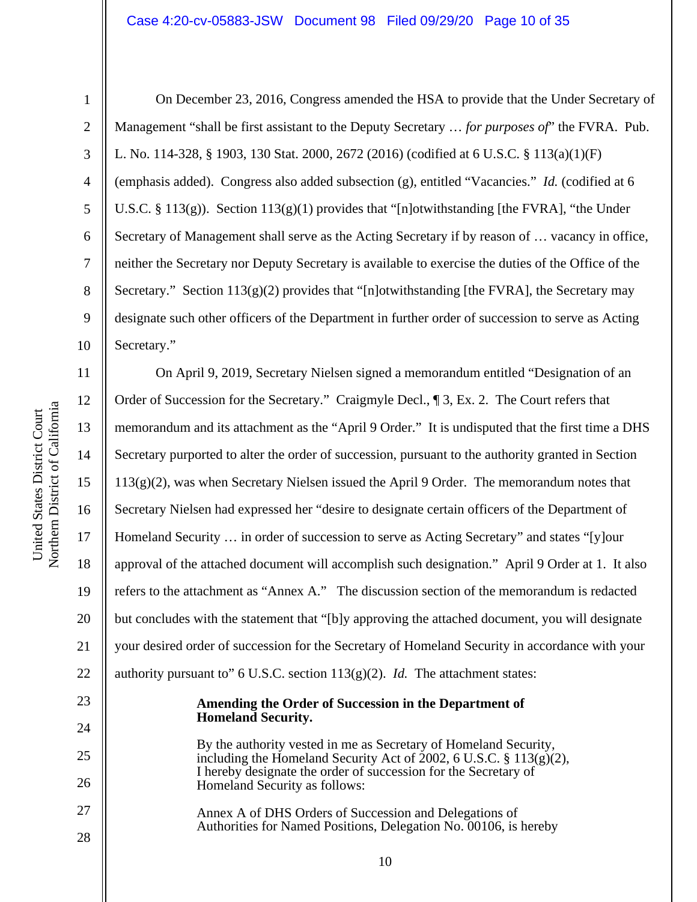On December 23, 2016, Congress amended the HSA to provide that the Under Secretary of Management "shall be first assistant to the Deputy Secretary … *for purposes of*" the FVRA. Pub. L. No. 114-328, § 1903, 130 Stat. 2000, 2672 (2016) (codified at 6 U.S.C. § 113(a)(1)(F) (emphasis added). Congress also added subsection (g), entitled "Vacancies." *Id.* (codified at 6 U.S.C. § 113(g)). Section 113(g)(1) provides that "[n]otwithstanding [the FVRA], "the Under Secretary of Management shall serve as the Acting Secretary if by reason of … vacancy in office, neither the Secretary nor Deputy Secretary is available to exercise the duties of the Office of the Secretary." Section 113(g)(2) provides that "[n]otwithstanding [the FVRA], the Secretary may designate such other officers of the Department in further order of succession to serve as Acting Secretary."

On April 9, 2019, Secretary Nielsen signed a memorandum entitled "Designation of an Order of Succession for the Secretary." Craigmyle Decl., ¶ 3, Ex. 2. The Court refers that memorandum and its attachment as the "April 9 Order." It is undisputed that the first time a DHS Secretary purported to alter the order of succession, pursuant to the authority granted in Section 113(g)(2), was when Secretary Nielsen issued the April 9 Order. The memorandum notes that Secretary Nielsen had expressed her "desire to designate certain officers of the Department of Homeland Security … in order of succession to serve as Acting Secretary" and states "[y]our approval of the attached document will accomplish such designation." April 9 Order at 1. It also refers to the attachment as "Annex A." The discussion section of the memorandum is redacted but concludes with the statement that "[b]y approving the attached document, you will designate your desired order of succession for the Secretary of Homeland Security in accordance with your authority pursuant to" 6 U.S.C. section 113(g)(2). *Id.* The attachment states:

> **Amending the Order of Succession in the Department of Homeland Security.**
>
> By the authority vested in me as Secretary of Homeland Security, including the Homeland Security Act of 2002, 6 U.S.C. § 113(g)(2), I hereby designate the order of succession for the Secretary of Homeland Security as follows:
>
> Annex A of DHS Orders of Succession and Delegations of Authorities for Named Positions, Delegation No. 00106, is hereby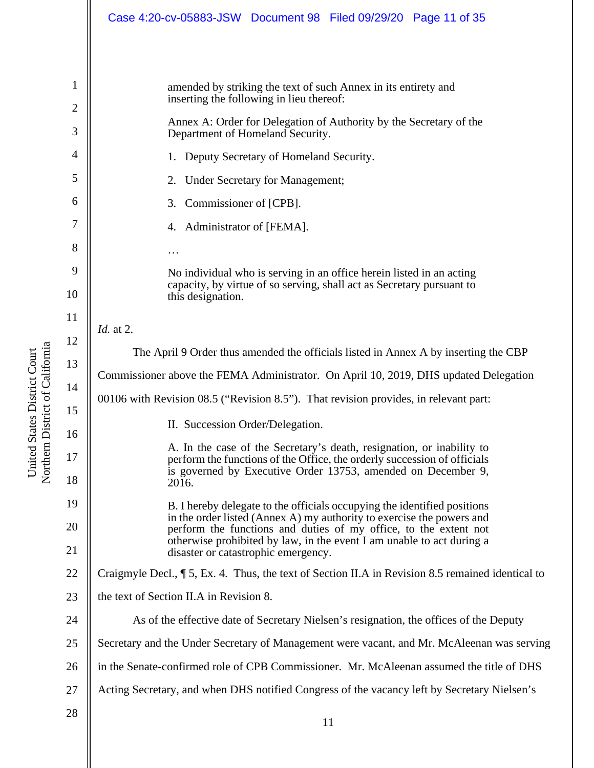> amended by striking the text of such Annex in its entirety and inserting the following in lieu thereof:
>
> Annex A: Order for Delegation of Authority by the Secretary of the Department of Homeland Security.
>
> 1. Deputy Secretary of Homeland Security.
>
> 2. Under Secretary for Management;
>
> 3. Commissioner of [CPB].
>
> 4. Administrator of [FEMA].
>
> …
>
> No individual who is serving in an office herein listed in an acting capacity, by virtue of so serving, shall act as Secretary pursuant to this designation.

*Id.* at 2.

The April 9 Order thus amended the officials listed in Annex A by inserting the CBP Commissioner above the FEMA Administrator. On April 10, 2019, DHS updated Delegation 00106 with Revision 08.5 ("Revision 8.5"). That revision provides, in relevant part:

> II. Succession Order/Delegation.
>
> A. In the case of the Secretary's death, resignation, or inability to perform the functions of the Office, the orderly succession of officials is governed by Executive Order 13753, amended on December 9, 2016.
>
> B. I hereby delegate to the officials occupying the identified positions in the order listed (Annex A) my authority to exercise the powers and perform the functions and duties of my office, to the extent not otherwise prohibited by law, in the event I am unable to act during a disaster or catastrophic emergency.

Craigmyle Decl., ¶ 5, Ex. 4. Thus, the text of Section II.A in Revision 8.5 remained identical to the text of Section II.A in Revision 8.

As of the effective date of Secretary Nielsen's resignation, the offices of the Deputy Secretary and the Under Secretary of Management were vacant, and Mr. McAleenan was serving in the Senate-confirmed role of CPB Commissioner. Mr. McAleenan assumed the title of DHS Acting Secretary, and when DHS notified Congress of the vacancy left by Secretary Nielsen's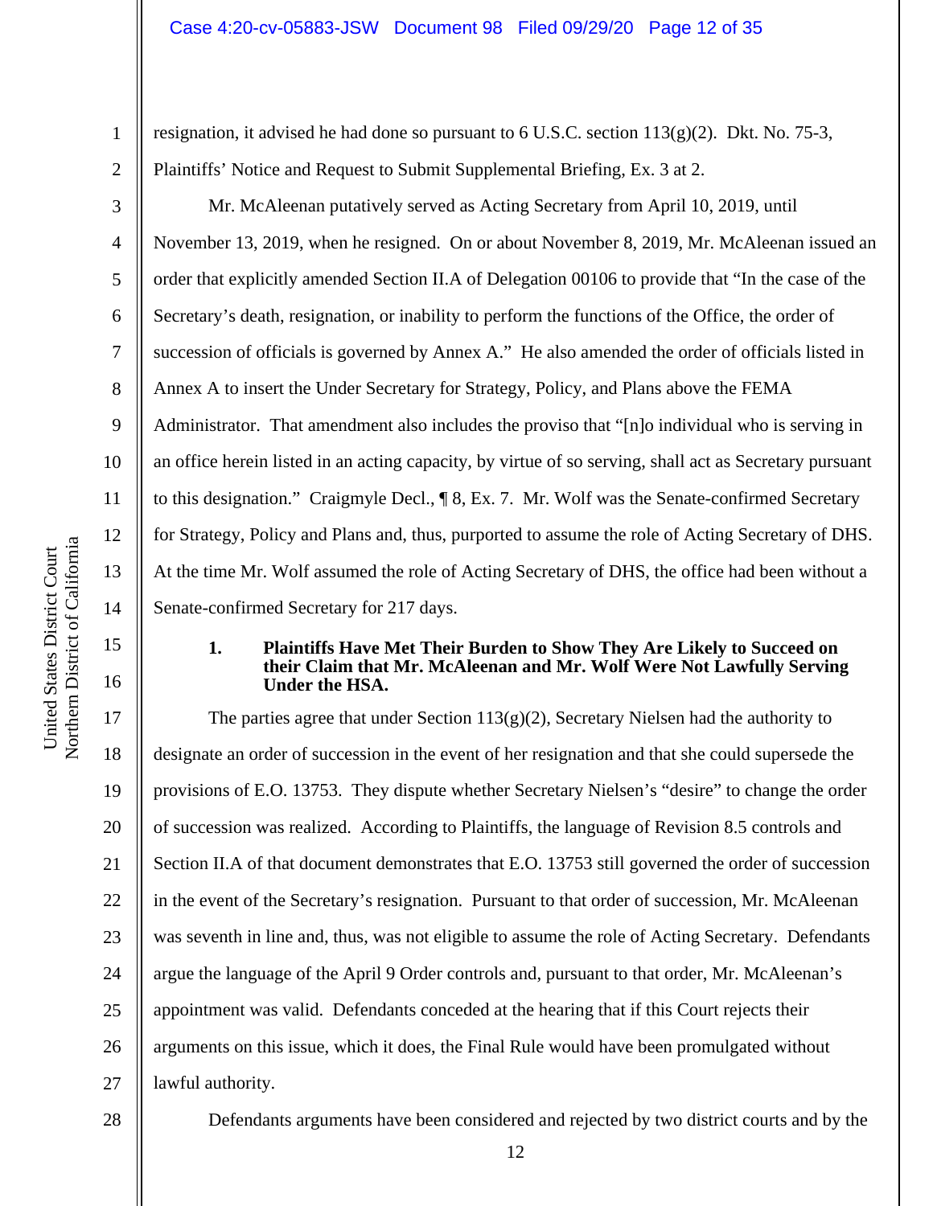resignation, it advised he had done so pursuant to 6 U.S.C. section 113(g)(2). Dkt. No. 75-3, Plaintiffs' Notice and Request to Submit Supplemental Briefing, Ex. 3 at 2.

Mr. McAleenan putatively served as Acting Secretary from April 10, 2019, until November 13, 2019, when he resigned. On or about November 8, 2019, Mr. McAleenan issued an order that explicitly amended Section II.A of Delegation 00106 to provide that "In the case of the Secretary's death, resignation, or inability to perform the functions of the Office, the order of succession of officials is governed by Annex A." He also amended the order of officials listed in Annex A to insert the Under Secretary for Strategy, Policy, and Plans above the FEMA Administrator. That amendment also includes the proviso that "[n]o individual who is serving in an office herein listed in an acting capacity, by virtue of so serving, shall act as Secretary pursuant to this designation." Craigmyle Decl., ¶ 8, Ex. 7. Mr. Wolf was the Senate-confirmed Secretary for Strategy, Policy and Plans and, thus, purported to assume the role of Acting Secretary of DHS. At the time Mr. Wolf assumed the role of Acting Secretary of DHS, the office had been without a Senate-confirmed Secretary for 217 days.

#### 1. Plaintiffs Have Met Their Burden to Show They Are Likely to Succeed on their Claim that Mr. McAleenan and Mr. Wolf Were Not Lawfully Serving Under the HSA.

The parties agree that under Section 113(g)(2), Secretary Nielsen had the authority to designate an order of succession in the event of her resignation and that she could supersede the provisions of E.O. 13753. They dispute whether Secretary Nielsen's "desire" to change the order of succession was realized. According to Plaintiffs, the language of Revision 8.5 controls and Section II.A of that document demonstrates that E.O. 13753 still governed the order of succession in the event of the Secretary's resignation. Pursuant to that order of succession, Mr. McAleenan was seventh in line and, thus, was not eligible to assume the role of Acting Secretary. Defendants argue the language of the April 9 Order controls and, pursuant to that order, Mr. McAleenan's appointment was valid. Defendants conceded at the hearing that if this Court rejects their arguments on this issue, which it does, the Final Rule would have been promulgated without lawful authority.

Defendants arguments have been considered and rejected by two district courts and by the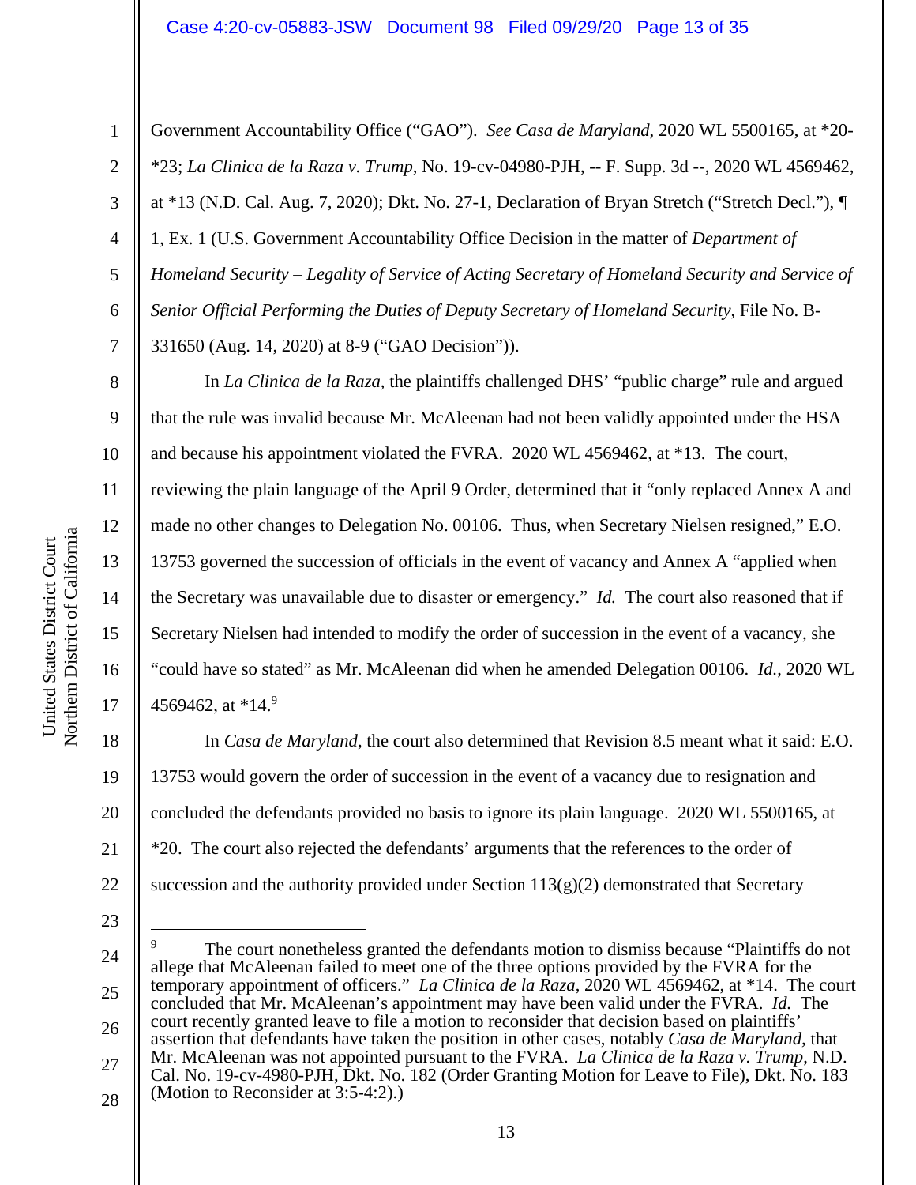Government Accountability Office ("GAO"). *See Casa de Maryland*, 2020 WL 5500165, at \*20-\*23; *La Clinica de la Raza v. Trump*, No. 19-cv-04980-PJH, -- F. Supp. 3d --, 2020 WL 4569462, at \*13 (N.D. Cal. Aug. 7, 2020); Dkt. No. 27-1, Declaration of Bryan Stretch ("Stretch Decl."), ¶ 1, Ex. 1 (U.S. Government Accountability Office Decision in the matter of *Department of Homeland Security – Legality of Service of Acting Secretary of Homeland Security and Service of Senior Official Performing the Duties of Deputy Secretary of Homeland Security*, File No. B-331650 (Aug. 14, 2020) at 8-9 ("GAO Decision")).

In *La Clinica de la Raza,* the plaintiffs challenged DHS' "public charge" rule and argued that the rule was invalid because Mr. McAleenan had not been validly appointed under the HSA and because his appointment violated the FVRA. 2020 WL 4569462, at \*13. The court, reviewing the plain language of the April 9 Order, determined that it "only replaced Annex A and made no other changes to Delegation No. 00106. Thus, when Secretary Nielsen resigned," E.O. 13753 governed the succession of officials in the event of vacancy and Annex A "applied when the Secretary was unavailable due to disaster or emergency." *Id.* The court also reasoned that if Secretary Nielsen had intended to modify the order of succession in the event of a vacancy, she "could have so stated" as Mr. McAleenan did when he amended Delegation 00106. *Id.*, 2020 WL 4569462, at \*14.[9]

In *Casa de Maryland*, the court also determined that Revision 8.5 meant what it said: E.O. 13753 would govern the order of succession in the event of a vacancy due to resignation and concluded the defendants provided no basis to ignore its plain language. 2020 WL 5500165, at \*20. The court also rejected the defendants' arguments that the references to the order of succession and the authority provided under Section 113(g)(2) demonstrated that Secretary

---

[9] The court nonetheless granted the defendants motion to dismiss because "Plaintiffs do not allege that McAleenan failed to meet one of the three options provided by the FVRA for the temporary appointment of officers." *La Clinica de la Raza*, 2020 WL 4569462, at \*14. The court concluded that Mr. McAleenan's appointment may have been valid under the FVRA. *Id.* The court recently granted leave to file a motion to reconsider that decision based on plaintiffs' assertion that defendants have taken the position in other cases, notably *Casa de Maryland,* that Mr. McAleenan was not appointed pursuant to the FVRA. *La Clinica de la Raza v. Trump*, N.D. Cal. No. 19-cv-4980-PJH, Dkt. No. 182 (Order Granting Motion for Leave to File), Dkt. No. 183 (Motion to Reconsider at 3:5-4:2).)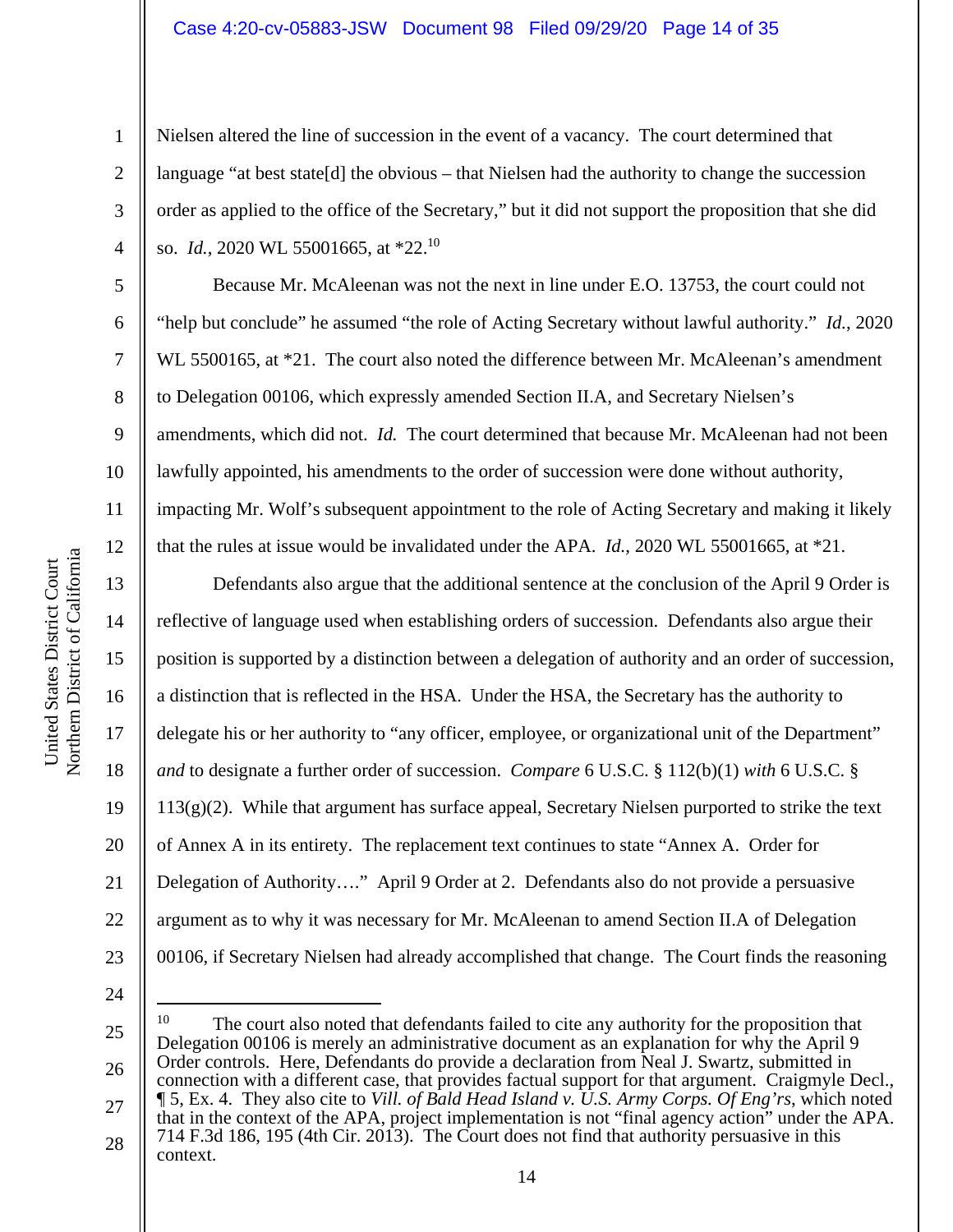Nielsen altered the line of succession in the event of a vacancy. The court determined that language "at best state[d] the obvious – that Nielsen had the authority to change the succession order as applied to the office of the Secretary," but it did not support the proposition that she did so. *Id.*, 2020 WL 55001665, at *22.[10]

Because Mr. McAleenan was not the next in line under E.O. 13753, the court could not "help but conclude" he assumed "the role of Acting Secretary without lawful authority." *Id.*, 2020 WL 5500165, at *21. The court also noted the difference between Mr. McAleenan's amendment to Delegation 00106, which expressly amended Section II.A, and Secretary Nielsen's amendments, which did not. *Id.* The court determined that because Mr. McAleenan had not been lawfully appointed, his amendments to the order of succession were done without authority, impacting Mr. Wolf's subsequent appointment to the role of Acting Secretary and making it likely that the rules at issue would be invalidated under the APA. *Id.*, 2020 WL 55001665, at *21.

Defendants also argue that the additional sentence at the conclusion of the April 9 Order is reflective of language used when establishing orders of succession. Defendants also argue their position is supported by a distinction between a delegation of authority and an order of succession, a distinction that is reflected in the HSA. Under the HSA, the Secretary has the authority to delegate his or her authority to "any officer, employee, or organizational unit of the Department" *and* to designate a further order of succession. *Compare* 6 U.S.C. § 112(b)(1) *with* 6 U.S.C. § 113(g)(2). While that argument has surface appeal, Secretary Nielsen purported to strike the text of Annex A in its entirety. The replacement text continues to state "Annex A. Order for Delegation of Authority…." April 9 Order at 2. Defendants also do not provide a persuasive argument as to why it was necessary for Mr. McAleenan to amend Section II.A of Delegation 00106, if Secretary Nielsen had already accomplished that change. The Court finds the reasoning

---

[10] The court also noted that defendants failed to cite any authority for the proposition that Delegation 00106 is merely an administrative document as an explanation for why the April 9 Order controls. Here, Defendants do provide a declaration from Neal J. Swartz, submitted in connection with a different case, that provides factual support for that argument. Craigmyle Decl., ¶ 5, Ex. 4. They also cite to *Vill. of Bald Head Island v. U.S. Army Corps. Of Eng'rs*, which noted that in the context of the APA, project implementation is not "final agency action" under the APA. 714 F.3d 186, 195 (4th Cir. 2013). The Court does not find that authority persuasive in this context.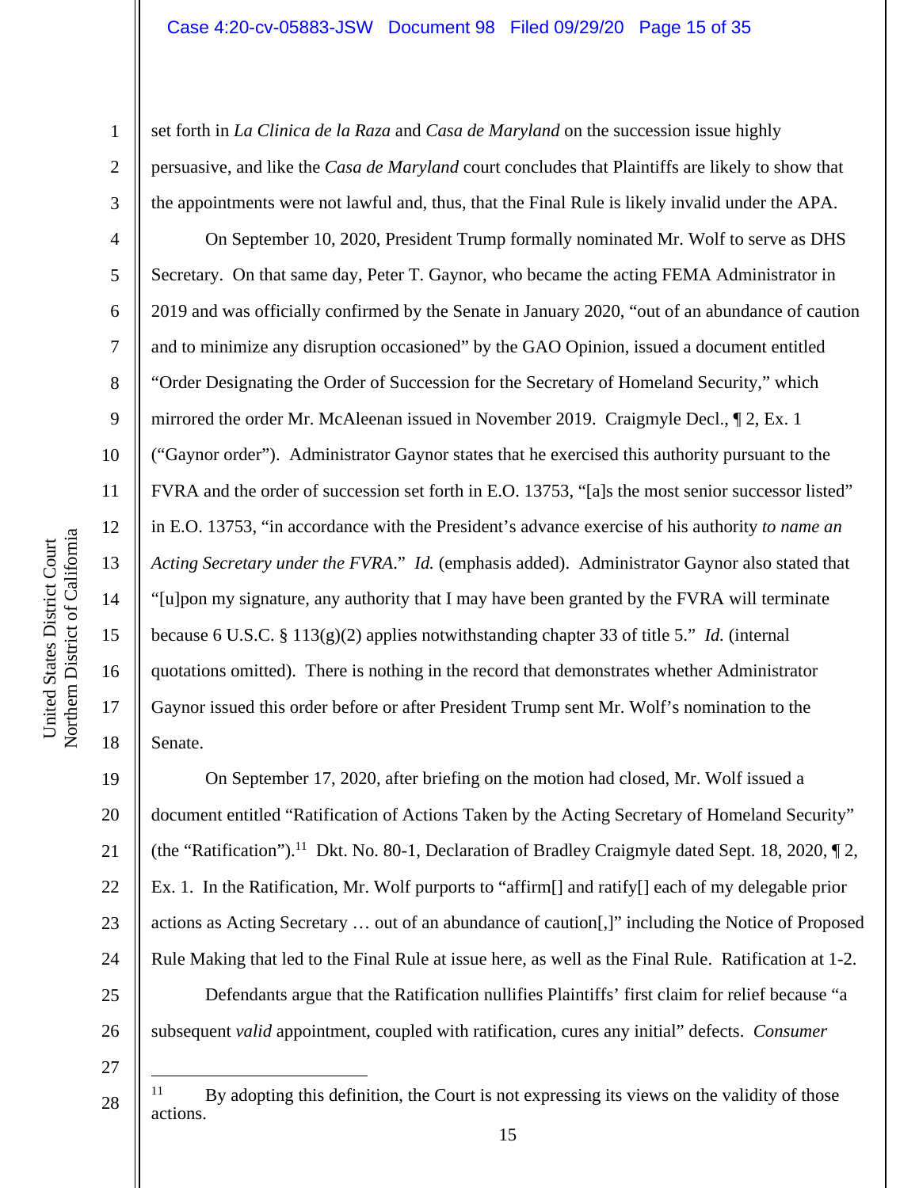set forth in *La Clinica de la Raza* and *Casa de Maryland* on the succession issue highly persuasive, and like the *Casa de Maryland* court concludes that Plaintiffs are likely to show that the appointments were not lawful and, thus, that the Final Rule is likely invalid under the APA.

On September 10, 2020, President Trump formally nominated Mr. Wolf to serve as DHS Secretary. On that same day, Peter T. Gaynor, who became the acting FEMA Administrator in 2019 and was officially confirmed by the Senate in January 2020, "out of an abundance of caution and to minimize any disruption occasioned" by the GAO Opinion, issued a document entitled "Order Designating the Order of Succession for the Secretary of Homeland Security," which mirrored the order Mr. McAleenan issued in November 2019. Craigmyle Decl., ¶ 2, Ex. 1 ("Gaynor order"). Administrator Gaynor states that he exercised this authority pursuant to the FVRA and the order of succession set forth in E.O. 13753, "[a]s the most senior successor listed" in E.O. 13753, "in accordance with the President's advance exercise of his authority *to name an Acting Secretary under the FVRA*." *Id.* (emphasis added). Administrator Gaynor also stated that "[u]pon my signature, any authority that I may have been granted by the FVRA will terminate because 6 U.S.C. § 113(g)(2) applies notwithstanding chapter 33 of title 5." *Id.* (internal quotations omitted). There is nothing in the record that demonstrates whether Administrator Gaynor issued this order before or after President Trump sent Mr. Wolf's nomination to the Senate.

On September 17, 2020, after briefing on the motion had closed, Mr. Wolf issued a document entitled "Ratification of Actions Taken by the Acting Secretary of Homeland Security" (the "Ratification").[11] Dkt. No. 80-1, Declaration of Bradley Craigmyle dated Sept. 18, 2020, ¶ 2, Ex. 1. In the Ratification, Mr. Wolf purports to "affirm[] and ratify[] each of my delegable prior actions as Acting Secretary … out of an abundance of caution[,]" including the Notice of Proposed Rule Making that led to the Final Rule at issue here, as well as the Final Rule. Ratification at 1-2.

Defendants argue that the Ratification nullifies Plaintiffs' first claim for relief because "a subsequent *valid* appointment, coupled with ratification, cures any initial" defects. *Consumer*

---

[11] By adopting this definition, the Court is not expressing its views on the validity of those actions.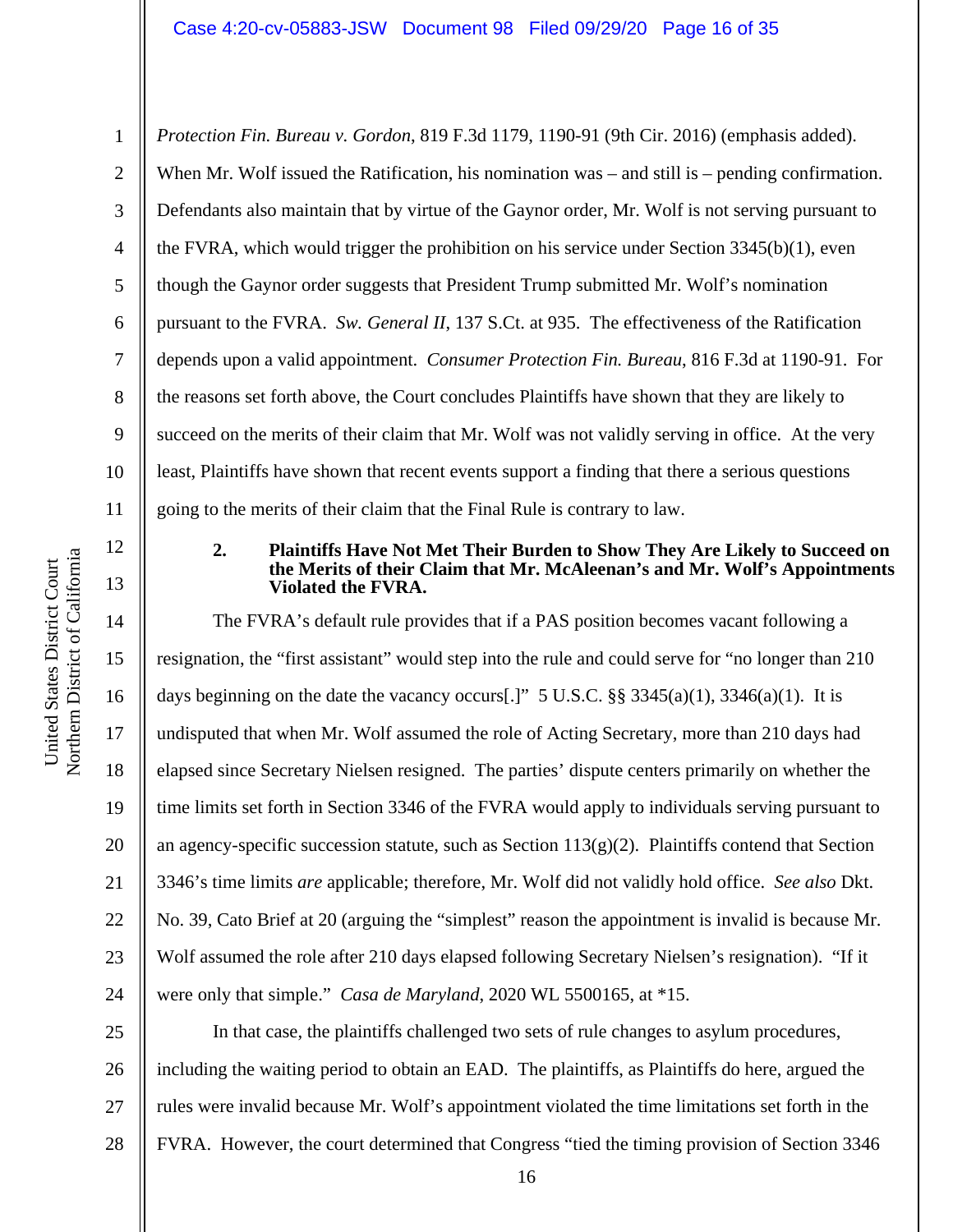*Protection Fin. Bureau v. Gordon*, 819 F.3d 1179, 1190-91 (9th Cir. 2016) (emphasis added). When Mr. Wolf issued the Ratification, his nomination was – and still is – pending confirmation. Defendants also maintain that by virtue of the Gaynor order, Mr. Wolf is not serving pursuant to the FVRA, which would trigger the prohibition on his service under Section 3345(b)(1), even though the Gaynor order suggests that President Trump submitted Mr. Wolf's nomination pursuant to the FVRA. *Sw. General II*, 137 S.Ct. at 935. The effectiveness of the Ratification depends upon a valid appointment. *Consumer Protection Fin. Bureau*, 816 F.3d at 1190-91. For the reasons set forth above, the Court concludes Plaintiffs have shown that they are likely to succeed on the merits of their claim that Mr. Wolf was not validly serving in office. At the very least, Plaintiffs have shown that recent events support a finding that there a serious questions going to the merits of their claim that the Final Rule is contrary to law.

**2. Plaintiffs Have Not Met Their Burden to Show They Are Likely to Succeed on the Merits of their Claim that Mr. McAleenan's and Mr. Wolf's Appointments Violated the FVRA.**

The FVRA's default rule provides that if a PAS position becomes vacant following a resignation, the "first assistant" would step into the rule and could serve for "no longer than 210 days beginning on the date the vacancy occurs[.]" 5 U.S.C. §§ 3345(a)(1), 3346(a)(1). It is undisputed that when Mr. Wolf assumed the role of Acting Secretary, more than 210 days had elapsed since Secretary Nielsen resigned. The parties' dispute centers primarily on whether the time limits set forth in Section 3346 of the FVRA would apply to individuals serving pursuant to an agency-specific succession statute, such as Section 113(g)(2). Plaintiffs contend that Section 3346's time limits *are* applicable; therefore, Mr. Wolf did not validly hold office. *See also* Dkt. No. 39, Cato Brief at 20 (arguing the "simplest" reason the appointment is invalid is because Mr. Wolf assumed the role after 210 days elapsed following Secretary Nielsen's resignation). "If it were only that simple." *Casa de Maryland*, 2020 WL 5500165, at *15.

In that case, the plaintiffs challenged two sets of rule changes to asylum procedures, including the waiting period to obtain an EAD. The plaintiffs, as Plaintiffs do here, argued the rules were invalid because Mr. Wolf's appointment violated the time limitations set forth in the FVRA. However, the court determined that Congress "tied the timing provision of Section 3346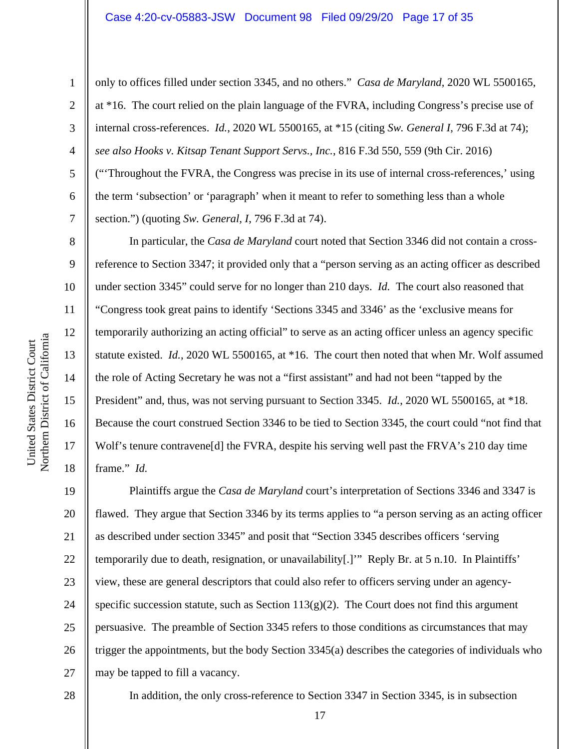only to offices filled under section 3345, and no others." *Casa de Maryland*, 2020 WL 5500165, at *16. The court relied on the plain language of the FVRA, including Congress's precise use of internal cross-references. *Id.*, 2020 WL 5500165, at *15 (citing *Sw. General I*, 796 F.3d at 74); *see also Hooks v. Kitsap Tenant Support Servs., Inc.*, 816 F.3d 550, 559 (9th Cir. 2016) ("'Throughout the FVRA, the Congress was precise in its use of internal cross-references,' using the term 'subsection' or 'paragraph' when it meant to refer to something less than a whole section.") (quoting *Sw. General, I*, 796 F.3d at 74).

In particular, the *Casa de Maryland* court noted that Section 3346 did not contain a cross-reference to Section 3347; it provided only that a "person serving as an acting officer as described under section 3345" could serve for no longer than 210 days. *Id.* The court also reasoned that "Congress took great pains to identify 'Sections 3345 and 3346' as the 'exclusive means for temporarily authorizing an acting official" to serve as an acting officer unless an agency specific statute existed. *Id.*, 2020 WL 5500165, at *16. The court then noted that when Mr. Wolf assumed the role of Acting Secretary he was not a "first assistant" and had not been "tapped by the President" and, thus, was not serving pursuant to Section 3345. *Id.*, 2020 WL 5500165, at *18. Because the court construed Section 3346 to be tied to Section 3345, the court could "not find that Wolf's tenure contravene[d] the FVRA, despite his serving well past the FRVA's 210 day time frame." *Id.*

Plaintiffs argue the *Casa de Maryland* court's interpretation of Sections 3346 and 3347 is flawed. They argue that Section 3346 by its terms applies to "a person serving as an acting officer as described under section 3345" and posit that "Section 3345 describes officers 'serving temporarily due to death, resignation, or unavailability[.]'" Reply Br. at 5 n.10. In Plaintiffs' view, these are general descriptors that could also refer to officers serving under an agency-specific succession statute, such as Section 113(g)(2). The Court does not find this argument persuasive. The preamble of Section 3345 refers to those conditions as circumstances that may trigger the appointments, but the body Section 3345(a) describes the categories of individuals who may be tapped to fill a vacancy.

In addition, the only cross-reference to Section 3347 in Section 3345, is in subsection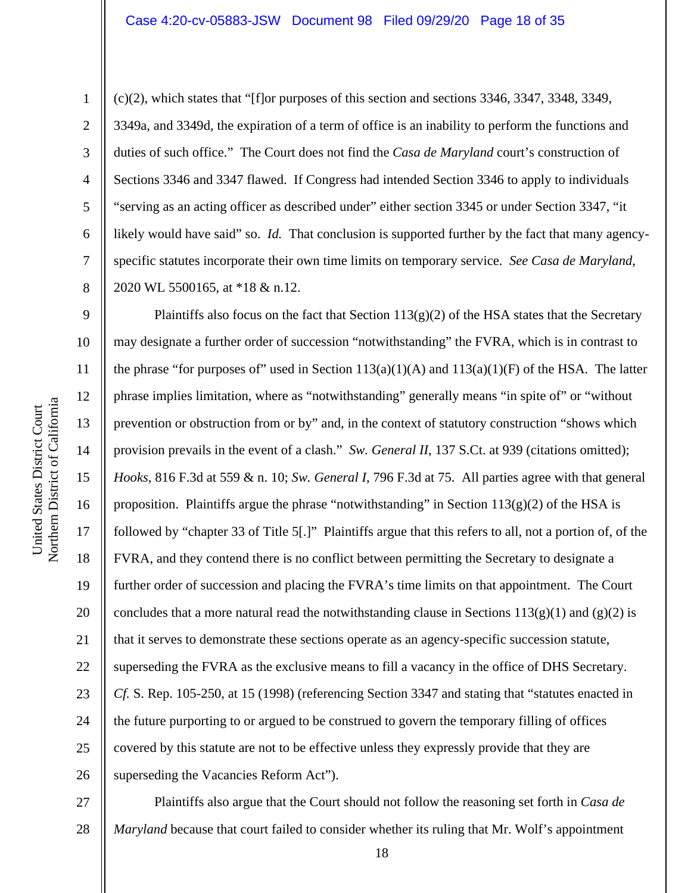(c)(2), which states that "[f]or purposes of this section and sections 3346, 3347, 3348, 3349, 3349a, and 3349d, the expiration of a term of office is an inability to perform the functions and duties of such office." The Court does not find the *Casa de Maryland* court's construction of Sections 3346 and 3347 flawed. If Congress had intended Section 3346 to apply to individuals "serving as an acting officer as described under" either section 3345 or under Section 3347, "it likely would have said" so. *Id.* That conclusion is supported further by the fact that many agency-specific statutes incorporate their own time limits on temporary service. *See Casa de Maryland*, 2020 WL 5500165, at *18 & n.12.

Plaintiffs also focus on the fact that Section 113(g)(2) of the HSA states that the Secretary may designate a further order of succession "notwithstanding" the FVRA, which is in contrast to the phrase "for purposes of" used in Section 113(a)(1)(A) and 113(a)(1)(F) of the HSA. The latter phrase implies limitation, where as "notwithstanding" generally means "in spite of" or "without prevention or obstruction from or by" and, in the context of statutory construction "shows which provision prevails in the event of a clash." *Sw. General II*, 137 S.Ct. at 939 (citations omitted); *Hooks*, 816 F.3d at 559 & n. 10; *Sw. General I*, 796 F.3d at 75. All parties agree with that general proposition. Plaintiffs argue the phrase "notwithstanding" in Section 113(g)(2) of the HSA is followed by "chapter 33 of Title 5[.]" Plaintiffs argue that this refers to all, not a portion of, of the FVRA, and they contend there is no conflict between permitting the Secretary to designate a further order of succession and placing the FVRA's time limits on that appointment. The Court concludes that a more natural read the notwithstanding clause in Sections 113(g)(1) and (g)(2) is that it serves to demonstrate these sections operate as an agency-specific succession statute, superseding the FVRA as the exclusive means to fill a vacancy in the office of DHS Secretary. *Cf.* S. Rep. 105-250, at 15 (1998) (referencing Section 3347 and stating that "statutes enacted in the future purporting to or argued to be construed to govern the temporary filling of offices covered by this statute are not to be effective unless they expressly provide that they are superseding the Vacancies Reform Act").

Plaintiffs also argue that the Court should not follow the reasoning set forth in *Casa de Maryland* because that court failed to consider whether its ruling that Mr. Wolf's appointment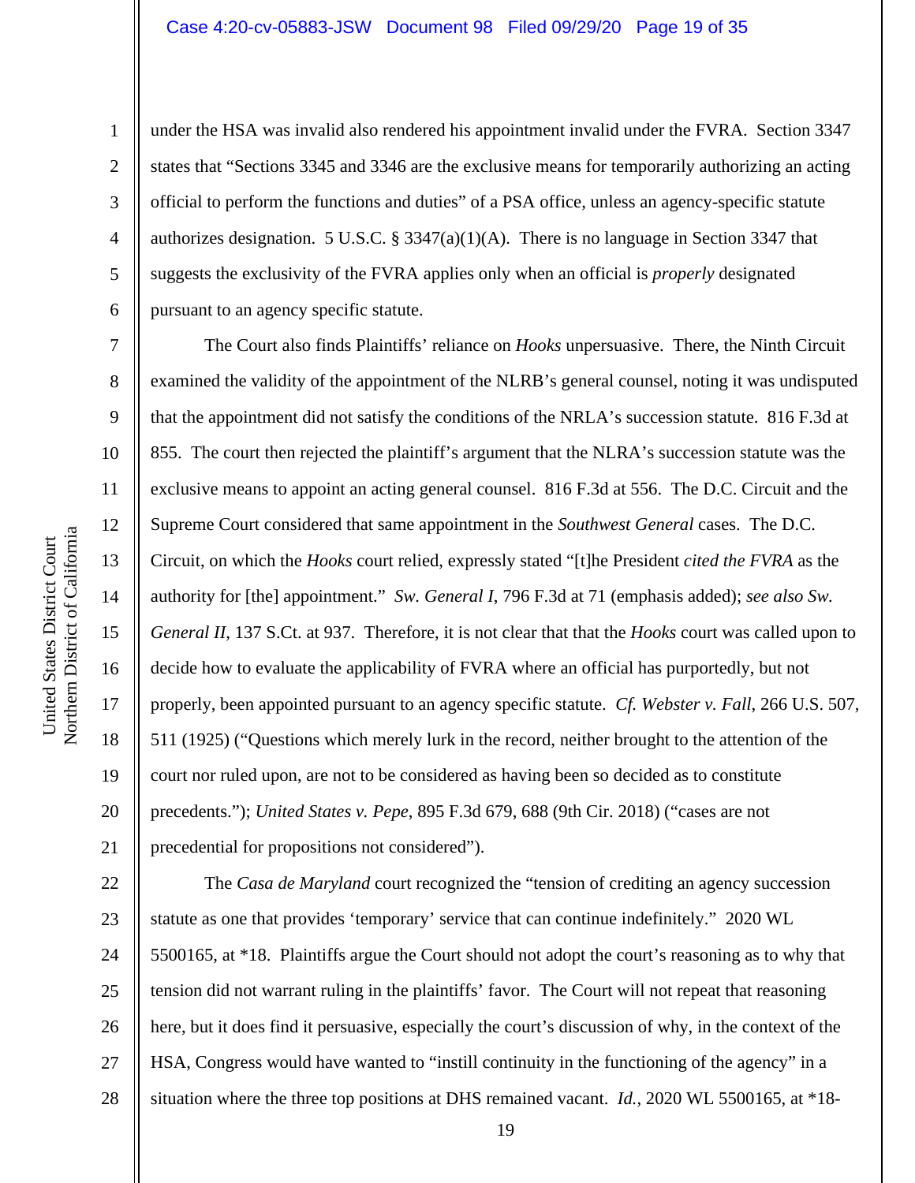under the HSA was invalid also rendered his appointment invalid under the FVRA. Section 3347 states that "Sections 3345 and 3346 are the exclusive means for temporarily authorizing an acting official to perform the functions and duties" of a PSA office, unless an agency-specific statute authorizes designation. 5 U.S.C. § 3347(a)(1)(A). There is no language in Section 3347 that suggests the exclusivity of the FVRA applies only when an official is *properly* designated pursuant to an agency specific statute.

The Court also finds Plaintiffs' reliance on *Hooks* unpersuasive. There, the Ninth Circuit examined the validity of the appointment of the NLRB's general counsel, noting it was undisputed that the appointment did not satisfy the conditions of the NRLA's succession statute. 816 F.3d at 855. The court then rejected the plaintiff's argument that the NLRA's succession statute was the exclusive means to appoint an acting general counsel. 816 F.3d at 556. The D.C. Circuit and the Supreme Court considered that same appointment in the *Southwest General* cases. The D.C. Circuit, on which the *Hooks* court relied, expressly stated "[t]he President *cited the FVRA* as the authority for [the] appointment." *Sw. General I*, 796 F.3d at 71 (emphasis added); *see also Sw. General II*, 137 S.Ct. at 937. Therefore, it is not clear that that the *Hooks* court was called upon to decide how to evaluate the applicability of FVRA where an official has purportedly, but not properly, been appointed pursuant to an agency specific statute. *Cf. Webster v. Fall*, 266 U.S. 507, 511 (1925) ("Questions which merely lurk in the record, neither brought to the attention of the court nor ruled upon, are not to be considered as having been so decided as to constitute precedents."); *United States v. Pepe*, 895 F.3d 679, 688 (9th Cir. 2018) ("cases are not precedential for propositions not considered").

The *Casa de Maryland* court recognized the "tension of crediting an agency succession statute as one that provides 'temporary' service that can continue indefinitely." 2020 WL 5500165, at *18. Plaintiffs argue the Court should not adopt the court's reasoning as to why that tension did not warrant ruling in the plaintiffs' favor. The Court will not repeat that reasoning here, but it does find it persuasive, especially the court's discussion of why, in the context of the HSA, Congress would have wanted to "instill continuity in the functioning of the agency" in a situation where the three top positions at DHS remained vacant. *Id.*, 2020 WL 5500165, at *18-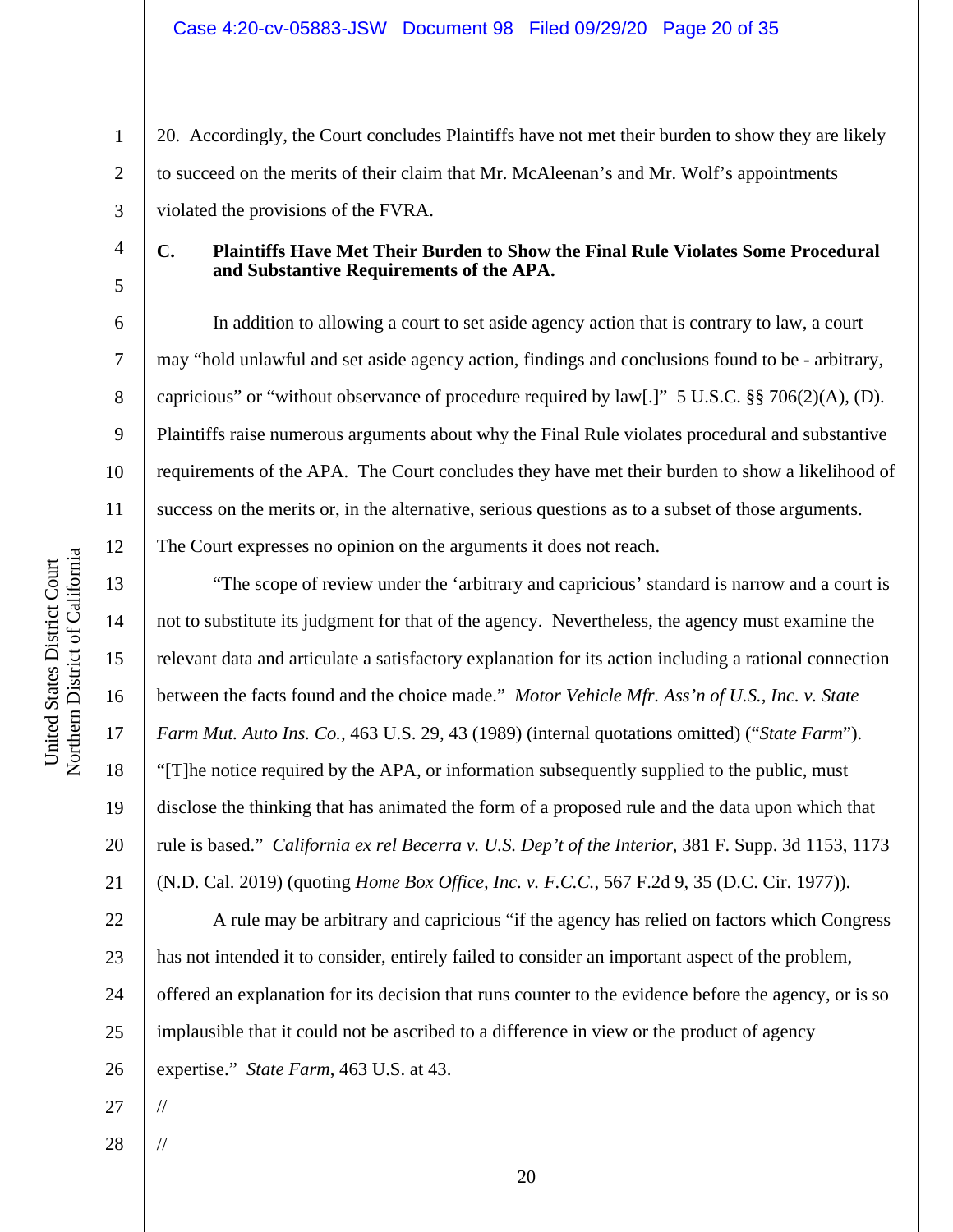20. Accordingly, the Court concludes Plaintiffs have not met their burden to show they are likely to succeed on the merits of their claim that Mr. McAleenan's and Mr. Wolf's appointments violated the provisions of the FVRA.

### C. Plaintiffs Have Met Their Burden to Show the Final Rule Violates Some Procedural and Substantive Requirements of the APA.

In addition to allowing a court to set aside agency action that is contrary to law, a court may "hold unlawful and set aside agency action, findings and conclusions found to be - arbitrary, capricious" or "without observance of procedure required by law[.]" 5 U.S.C. §§ 706(2)(A), (D). Plaintiffs raise numerous arguments about why the Final Rule violates procedural and substantive requirements of the APA. The Court concludes they have met their burden to show a likelihood of success on the merits or, in the alternative, serious questions as to a subset of those arguments. The Court expresses no opinion on the arguments it does not reach.

"The scope of review under the 'arbitrary and capricious' standard is narrow and a court is not to substitute its judgment for that of the agency. Nevertheless, the agency must examine the relevant data and articulate a satisfactory explanation for its action including a rational connection between the facts found and the choice made." *Motor Vehicle Mfr. Ass'n of U.S., Inc. v. State Farm Mut. Auto Ins. Co.*, 463 U.S. 29, 43 (1989) (internal quotations omitted) ("*State Farm*"). "[T]he notice required by the APA, or information subsequently supplied to the public, must disclose the thinking that has animated the form of a proposed rule and the data upon which that rule is based." *California ex rel Becerra v. U.S. Dep't of the Interior*, 381 F. Supp. 3d 1153, 1173 (N.D. Cal. 2019) (quoting *Home Box Office, Inc. v. F.C.C.*, 567 F.2d 9, 35 (D.C. Cir. 1977)).

A rule may be arbitrary and capricious "if the agency has relied on factors which Congress has not intended it to consider, entirely failed to consider an important aspect of the problem, offered an explanation for its decision that runs counter to the evidence before the agency, or is so implausible that it could not be ascribed to a difference in view or the product of agency expertise." *State Farm*, 463 U.S. at 43.

//

//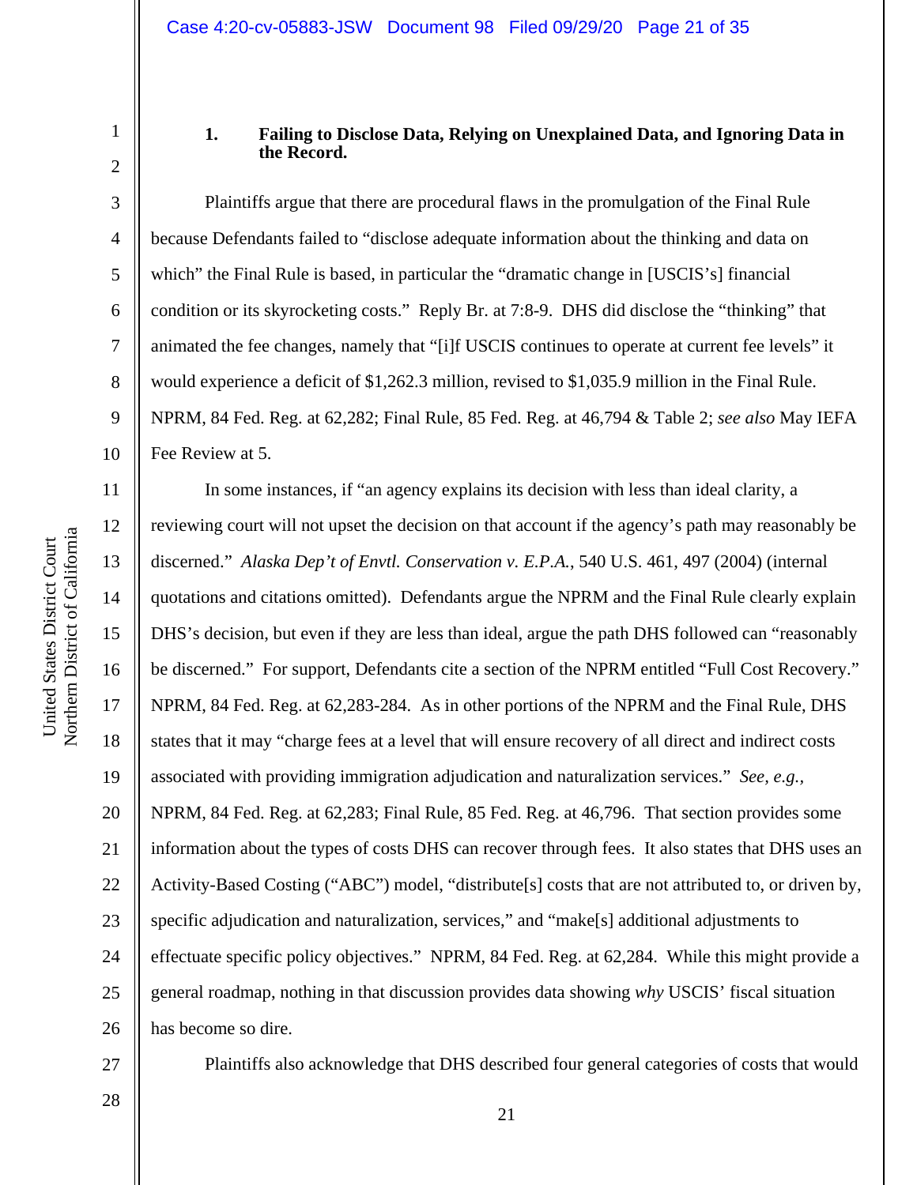### 1. Failing to Disclose Data, Relying on Unexplained Data, and Ignoring Data in the Record.

Plaintiffs argue that there are procedural flaws in the promulgation of the Final Rule because Defendants failed to "disclose adequate information about the thinking and data on which" the Final Rule is based, in particular the "dramatic change in [USCIS's] financial condition or its skyrocketing costs." Reply Br. at 7:8-9. DHS did disclose the "thinking" that animated the fee changes, namely that "[i]f USCIS continues to operate at current fee levels" it would experience a deficit of $1,262.3 million, revised to $1,035.9 million in the Final Rule. NPRM, 84 Fed. Reg. at 62,282; Final Rule, 85 Fed. Reg. at 46,794 & Table 2; *see also* May IEFA Fee Review at 5.

In some instances, if "an agency explains its decision with less than ideal clarity, a reviewing court will not upset the decision on that account if the agency's path may reasonably be discerned." *Alaska Dep't of Envtl. Conservation v. E.P.A.*, 540 U.S. 461, 497 (2004) (internal quotations and citations omitted). Defendants argue the NPRM and the Final Rule clearly explain DHS's decision, but even if they are less than ideal, argue the path DHS followed can "reasonably be discerned." For support, Defendants cite a section of the NPRM entitled "Full Cost Recovery." NPRM, 84 Fed. Reg. at 62,283-284. As in other portions of the NPRM and the Final Rule, DHS states that it may "charge fees at a level that will ensure recovery of all direct and indirect costs associated with providing immigration adjudication and naturalization services." *See, e.g.*, NPRM, 84 Fed. Reg. at 62,283; Final Rule, 85 Fed. Reg. at 46,796. That section provides some information about the types of costs DHS can recover through fees. It also states that DHS uses an Activity-Based Costing ("ABC") model, "distribute[s] costs that are not attributed to, or driven by, specific adjudication and naturalization, services," and "make[s] additional adjustments to effectuate specific policy objectives." NPRM, 84 Fed. Reg. at 62,284. While this might provide a general roadmap, nothing in that discussion provides data showing *why* USCIS' fiscal situation has become so dire.

Plaintiffs also acknowledge that DHS described four general categories of costs that would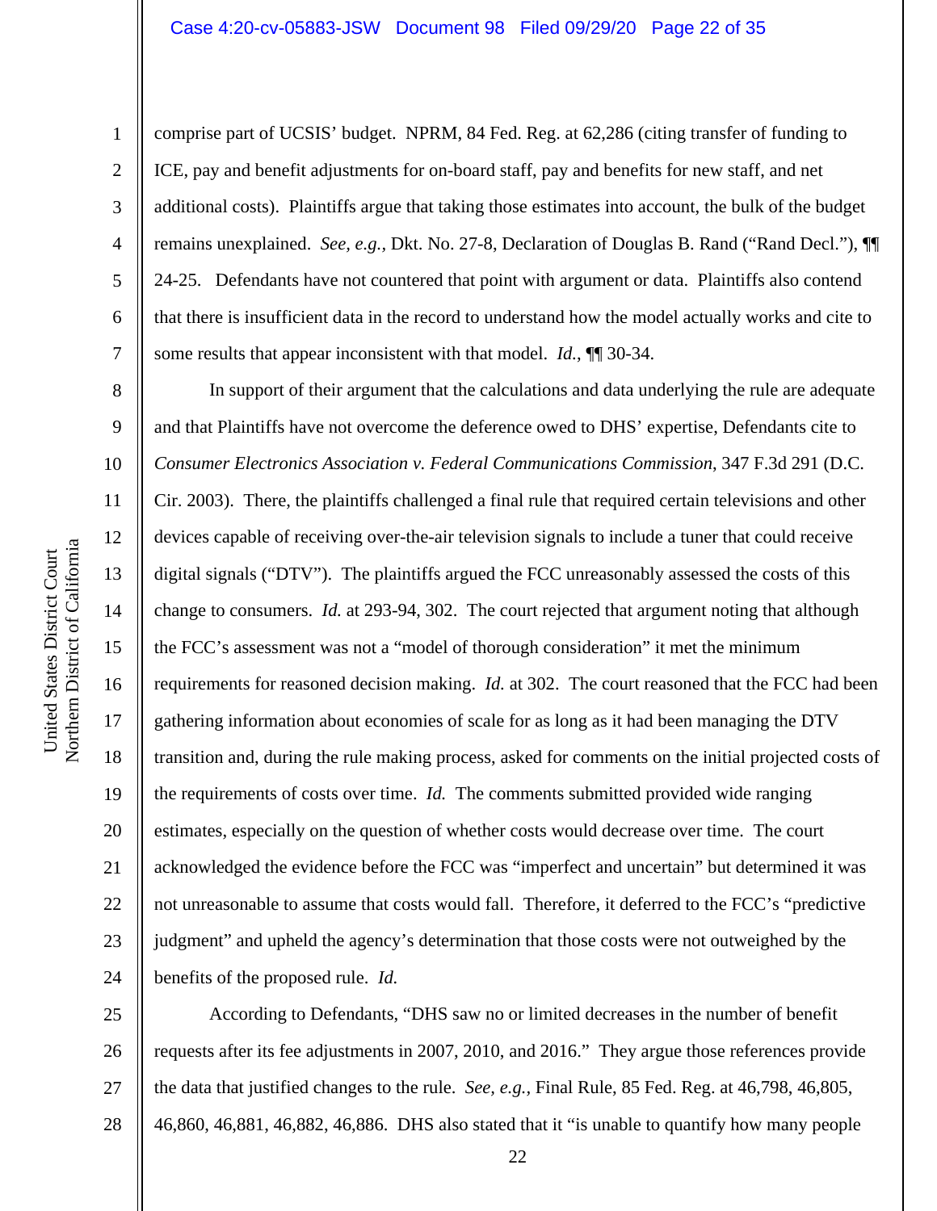comprise part of UCSIS' budget. NPRM, 84 Fed. Reg. at 62,286 (citing transfer of funding to ICE, pay and benefit adjustments for on-board staff, pay and benefits for new staff, and net additional costs). Plaintiffs argue that taking those estimates into account, the bulk of the budget remains unexplained. *See, e.g.*, Dkt. No. 27-8, Declaration of Douglas B. Rand ("Rand Decl."), ¶¶ 24-25. Defendants have not countered that point with argument or data. Plaintiffs also contend that there is insufficient data in the record to understand how the model actually works and cite to some results that appear inconsistent with that model. *Id.*, ¶¶ 30-34.

In support of their argument that the calculations and data underlying the rule are adequate and that Plaintiffs have not overcome the deference owed to DHS' expertise, Defendants cite to *Consumer Electronics Association v. Federal Communications Commission*, 347 F.3d 291 (D.C. Cir. 2003). There, the plaintiffs challenged a final rule that required certain televisions and other devices capable of receiving over-the-air television signals to include a tuner that could receive digital signals ("DTV"). The plaintiffs argued the FCC unreasonably assessed the costs of this change to consumers. *Id.* at 293-94, 302. The court rejected that argument noting that although the FCC's assessment was not a "model of thorough consideration" it met the minimum requirements for reasoned decision making. *Id.* at 302. The court reasoned that the FCC had been gathering information about economies of scale for as long as it had been managing the DTV transition and, during the rule making process, asked for comments on the initial projected costs of the requirements of costs over time. *Id.* The comments submitted provided wide ranging estimates, especially on the question of whether costs would decrease over time. The court acknowledged the evidence before the FCC was "imperfect and uncertain" but determined it was not unreasonable to assume that costs would fall. Therefore, it deferred to the FCC's "predictive judgment" and upheld the agency's determination that those costs were not outweighed by the benefits of the proposed rule. *Id.*

According to Defendants, "DHS saw no or limited decreases in the number of benefit requests after its fee adjustments in 2007, 2010, and 2016." They argue those references provide the data that justified changes to the rule. *See, e.g.*, Final Rule, 85 Fed. Reg. at 46,798, 46,805, 46,860, 46,881, 46,882, 46,886. DHS also stated that it "is unable to quantify how many people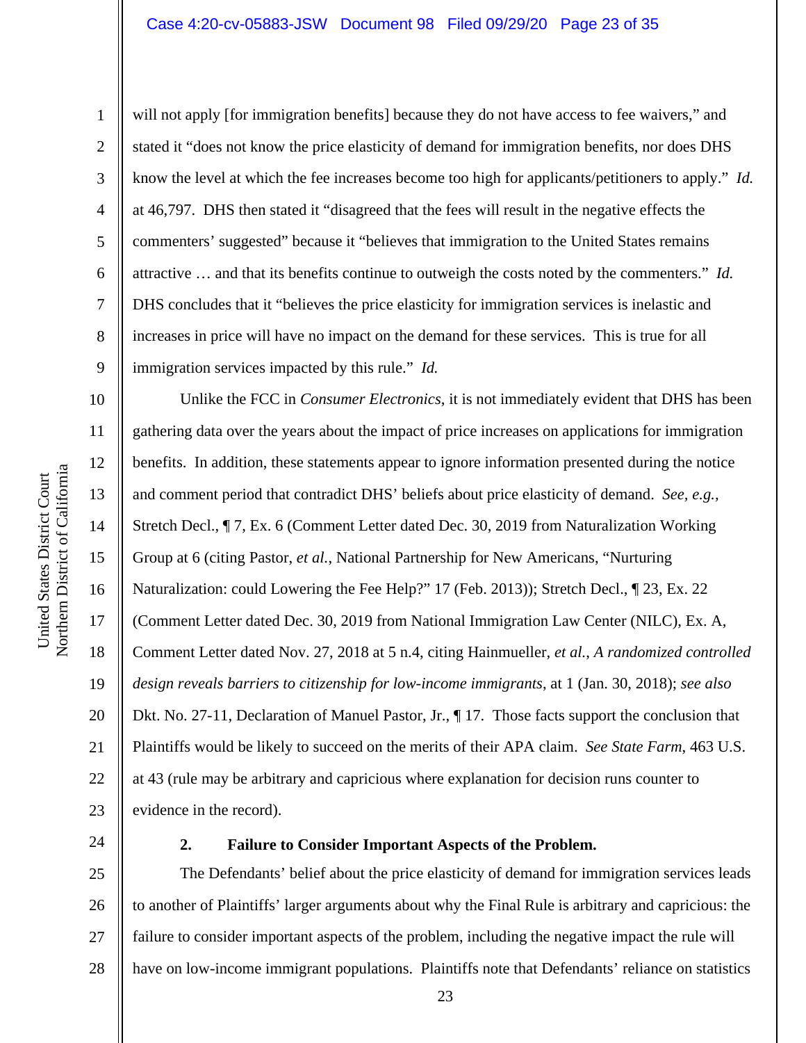will not apply [for immigration benefits] because they do not have access to fee waivers," and stated it "does not know the price elasticity of demand for immigration benefits, nor does DHS know the level at which the fee increases become too high for applicants/petitioners to apply." *Id.* at 46,797. DHS then stated it "disagreed that the fees will result in the negative effects the commenters' suggested" because it "believes that immigration to the United States remains attractive … and that its benefits continue to outweigh the costs noted by the commenters." *Id.* DHS concludes that it "believes the price elasticity for immigration services is inelastic and increases in price will have no impact on the demand for these services. This is true for all immigration services impacted by this rule." *Id.*

Unlike the FCC in *Consumer Electronics*, it is not immediately evident that DHS has been gathering data over the years about the impact of price increases on applications for immigration benefits. In addition, these statements appear to ignore information presented during the notice and comment period that contradict DHS' beliefs about price elasticity of demand. *See, e.g.,* Stretch Decl., ¶ 7, Ex. 6 (Comment Letter dated Dec. 30, 2019 from Naturalization Working Group at 6 (citing Pastor, *et al.*, National Partnership for New Americans, "Nurturing Naturalization: could Lowering the Fee Help?" 17 (Feb. 2013)); Stretch Decl., ¶ 23, Ex. 22 (Comment Letter dated Dec. 30, 2019 from National Immigration Law Center (NILC), Ex. A, Comment Letter dated Nov. 27, 2018 at 5 n.4, citing Hainmueller, *et al.*, *A randomized controlled design reveals barriers to citizenship for low-income immigrants*, at 1 (Jan. 30, 2018); *see also* Dkt. No. 27-11, Declaration of Manuel Pastor, Jr., ¶ 17. Those facts support the conclusion that Plaintiffs would be likely to succeed on the merits of their APA claim. *See State Farm*, 463 U.S. at 43 (rule may be arbitrary and capricious where explanation for decision runs counter to evidence in the record).

**2. Failure to Consider Important Aspects of the Problem.**

The Defendants' belief about the price elasticity of demand for immigration services leads to another of Plaintiffs' larger arguments about why the Final Rule is arbitrary and capricious: the failure to consider important aspects of the problem, including the negative impact the rule will have on low-income immigrant populations. Plaintiffs note that Defendants' reliance on statistics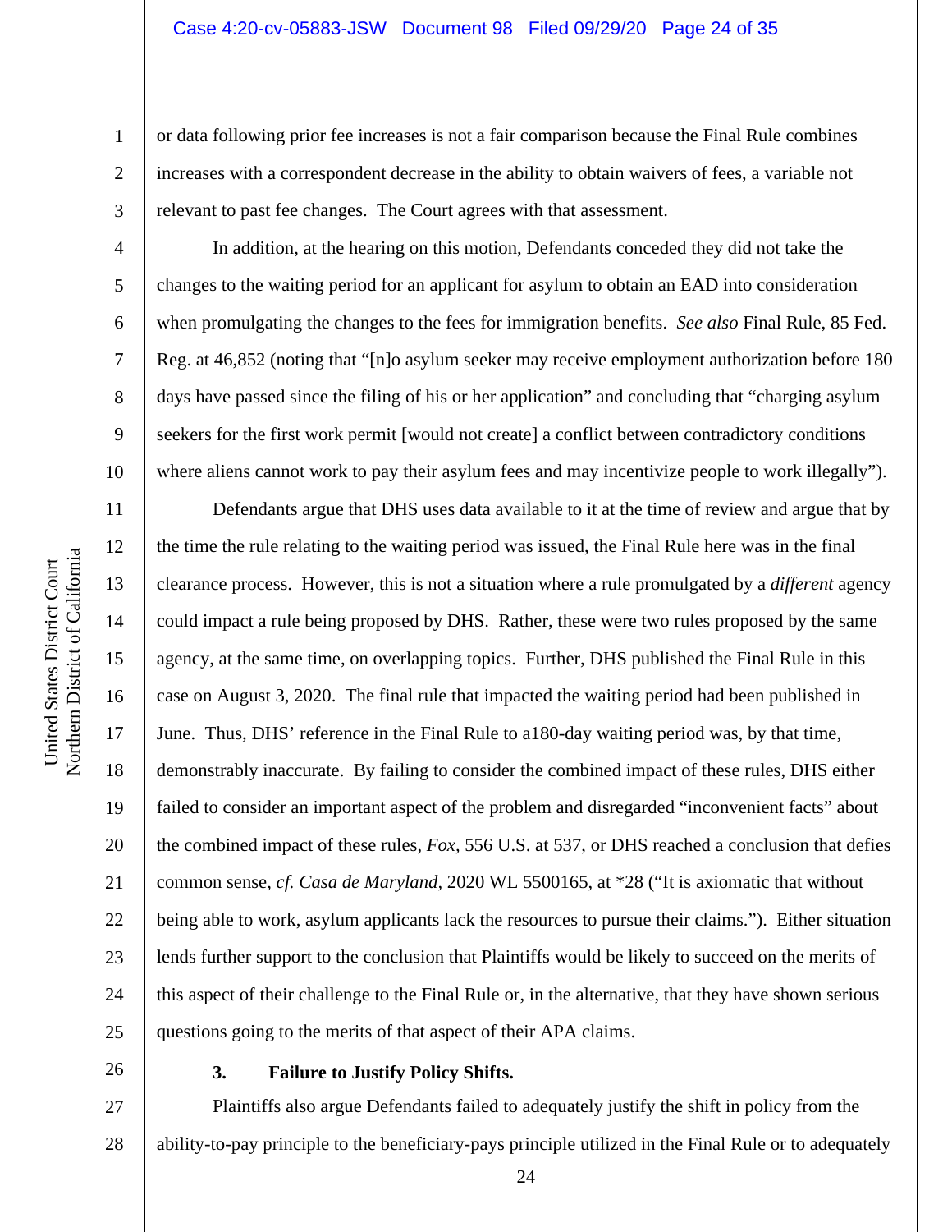or data following prior fee increases is not a fair comparison because the Final Rule combines increases with a correspondent decrease in the ability to obtain waivers of fees, a variable not relevant to past fee changes. The Court agrees with that assessment.

In addition, at the hearing on this motion, Defendants conceded they did not take the changes to the waiting period for an applicant for asylum to obtain an EAD into consideration when promulgating the changes to the fees for immigration benefits. *See also* Final Rule, 85 Fed. Reg. at 46,852 (noting that "[n]o asylum seeker may receive employment authorization before 180 days have passed since the filing of his or her application" and concluding that "charging asylum seekers for the first work permit [would not create] a conflict between contradictory conditions where aliens cannot work to pay their asylum fees and may incentivize people to work illegally").

Defendants argue that DHS uses data available to it at the time of review and argue that by the time the rule relating to the waiting period was issued, the Final Rule here was in the final clearance process. However, this is not a situation where a rule promulgated by a *different* agency could impact a rule being proposed by DHS. Rather, these were two rules proposed by the same agency, at the same time, on overlapping topics. Further, DHS published the Final Rule in this case on August 3, 2020. The final rule that impacted the waiting period had been published in June. Thus, DHS' reference in the Final Rule to a180-day waiting period was, by that time, demonstrably inaccurate. By failing to consider the combined impact of these rules, DHS either failed to consider an important aspect of the problem and disregarded "inconvenient facts" about the combined impact of these rules, *Fox,* 556 U.S. at 537, or DHS reached a conclusion that defies common sense, *cf. Casa de Maryland,* 2020 WL 5500165, at *28 ("It is axiomatic that without being able to work, asylum applicants lack the resources to pursue their claims."). Either situation lends further support to the conclusion that Plaintiffs would be likely to succeed on the merits of this aspect of their challenge to the Final Rule or, in the alternative, that they have shown serious questions going to the merits of that aspect of their APA claims.

**3. Failure to Justify Policy Shifts.**

Plaintiffs also argue Defendants failed to adequately justify the shift in policy from the ability-to-pay principle to the beneficiary-pays principle utilized in the Final Rule or to adequately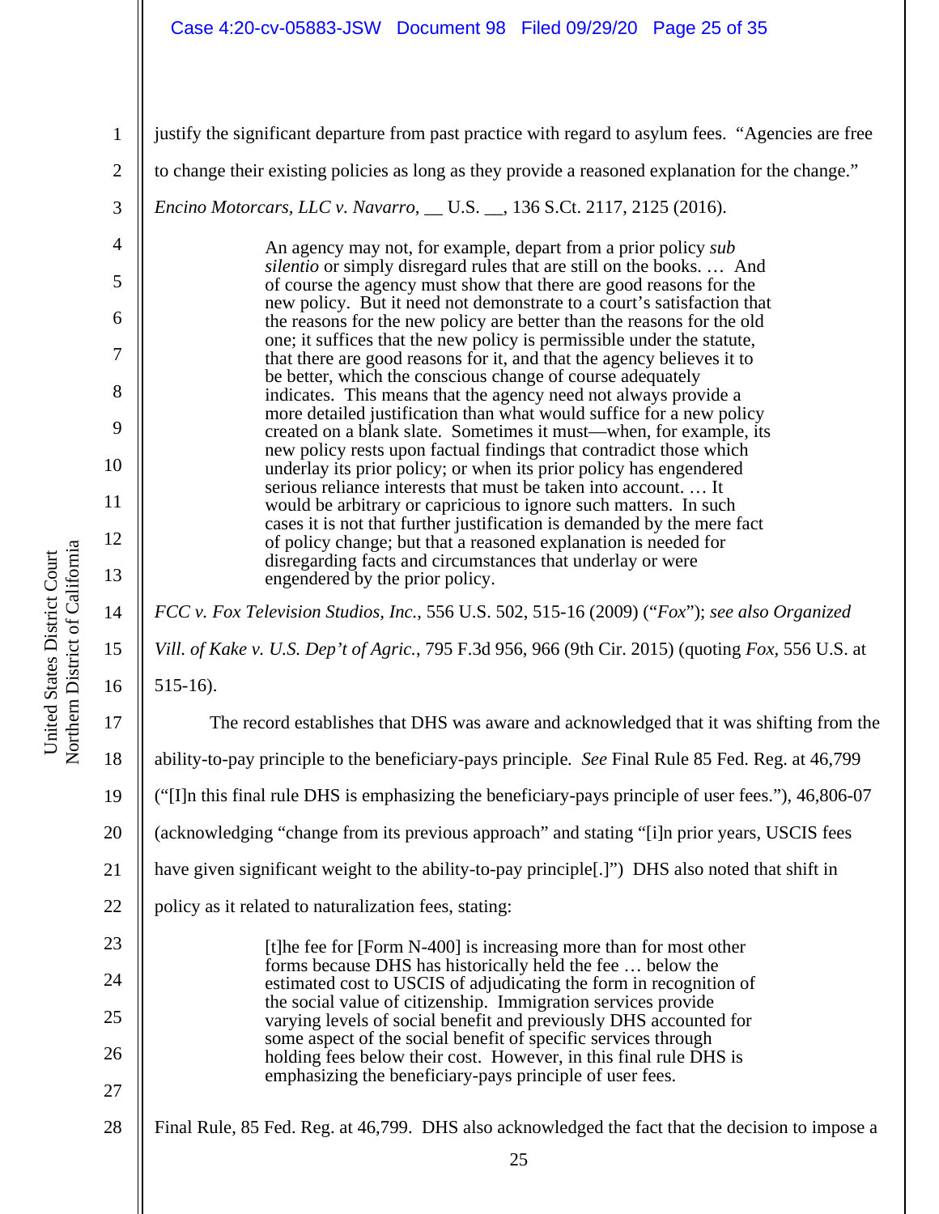justify the significant departure from past practice with regard to asylum fees. "Agencies are free to change their existing policies as long as they provide a reasoned explanation for the change." *Encino Motorcars, LLC v. Navarro*, __ U.S. __, 136 S.Ct. 2117, 2125 (2016).

> An agency may not, for example, depart from a prior policy *sub silentio* or simply disregard rules that are still on the books. … And of course the agency must show that there are good reasons for the new policy. But it need not demonstrate to a court's satisfaction that the reasons for the new policy are better than the reasons for the old one; it suffices that the new policy is permissible under the statute, that there are good reasons for it, and that the agency believes it to be better, which the conscious change of course adequately indicates. This means that the agency need not always provide a more detailed justification than what would suffice for a new policy created on a blank slate. Sometimes it must—when, for example, its new policy rests upon factual findings that contradict those which underlay its prior policy; or when its prior policy has engendered serious reliance interests that must be taken into account. … It would be arbitrary or capricious to ignore such matters. In such cases it is not that further justification is demanded by the mere fact of policy change; but that a reasoned explanation is needed for disregarding facts and circumstances that underlay or were engendered by the prior policy.

*FCC v. Fox Television Studios, Inc.*, 556 U.S. 502, 515-16 (2009) ("*Fox*"); *see also Organized Vill. of Kake v. U.S. Dep't of Agric.*, 795 F.3d 956, 966 (9th Cir. 2015) (quoting *Fox,* 556 U.S. at 515-16).

The record establishes that DHS was aware and acknowledged that it was shifting from the ability-to-pay principle to the beneficiary-pays principle. *See* Final Rule 85 Fed. Reg. at 46,799 ("[I]n this final rule DHS is emphasizing the beneficiary-pays principle of user fees."), 46,806-07 (acknowledging "change from its previous approach" and stating "[i]n prior years, USCIS fees have given significant weight to the ability-to-pay principle[.]") DHS also noted that shift in policy as it related to naturalization fees, stating:

> [t]he fee for [Form N-400] is increasing more than for most other forms because DHS has historically held the fee … below the estimated cost to USCIS of adjudicating the form in recognition of the social value of citizenship. Immigration services provide varying levels of social benefit and previously DHS accounted for some aspect of the social benefit of specific services through holding fees below their cost. However, in this final rule DHS is emphasizing the beneficiary-pays principle of user fees.

Final Rule, 85 Fed. Reg. at 46,799. DHS also acknowledged the fact that the decision to impose a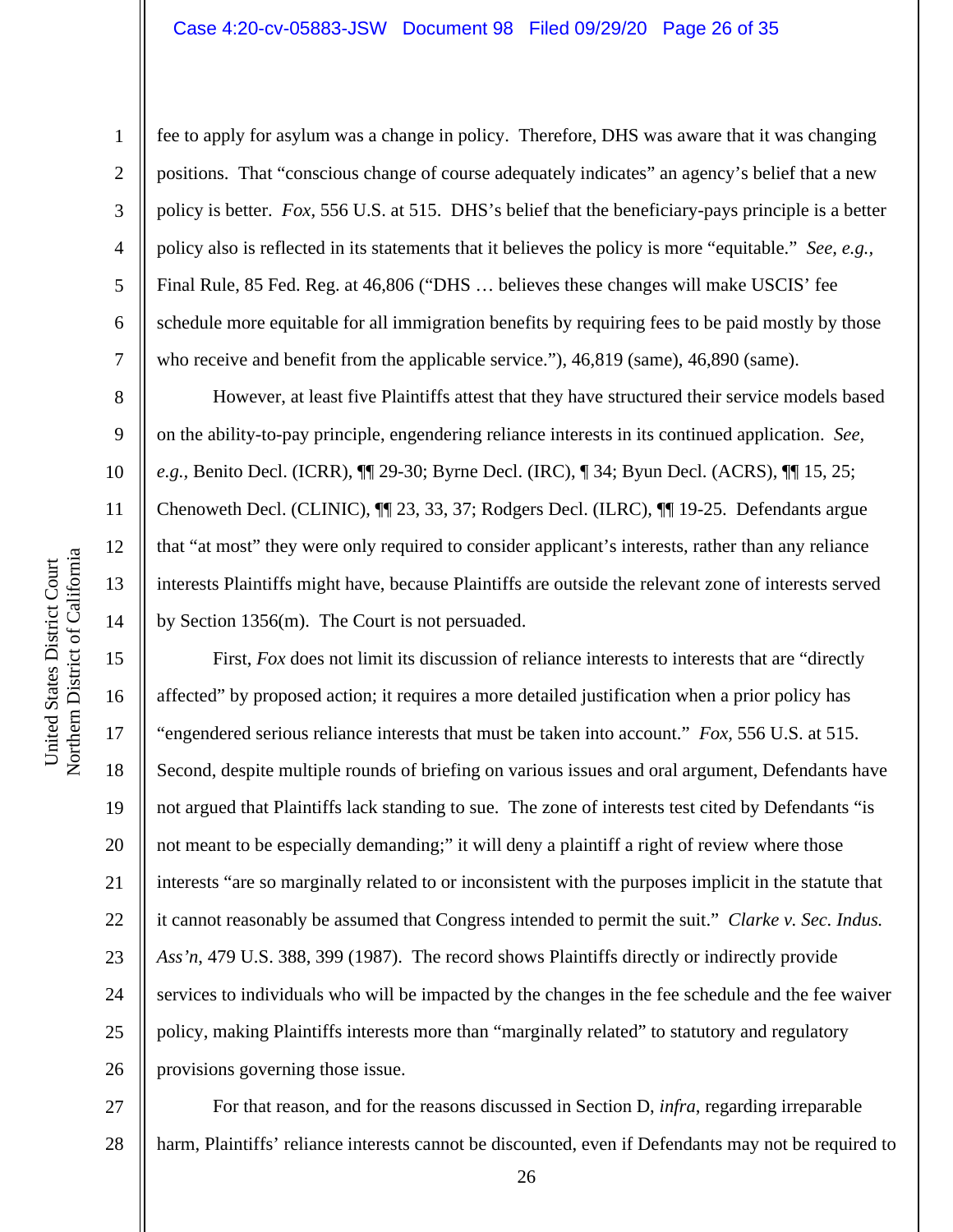fee to apply for asylum was a change in policy. Therefore, DHS was aware that it was changing positions. That "conscious change of course adequately indicates" an agency's belief that a new policy is better. *Fox*, 556 U.S. at 515. DHS's belief that the beneficiary-pays principle is a better policy also is reflected in its statements that it believes the policy is more "equitable." *See, e.g.*, Final Rule, 85 Fed. Reg. at 46,806 ("DHS … believes these changes will make USCIS' fee schedule more equitable for all immigration benefits by requiring fees to be paid mostly by those who receive and benefit from the applicable service."), 46,819 (same), 46,890 (same).

However, at least five Plaintiffs attest that they have structured their service models based on the ability-to-pay principle, engendering reliance interests in its continued application. *See, e.g.*, Benito Decl. (ICRR), ¶¶ 29-30; Byrne Decl. (IRC), ¶ 34; Byun Decl. (ACRS), ¶¶ 15, 25; Chenoweth Decl. (CLINIC), ¶¶ 23, 33, 37; Rodgers Decl. (ILRC), ¶¶ 19-25. Defendants argue that "at most" they were only required to consider applicant's interests, rather than any reliance interests Plaintiffs might have, because Plaintiffs are outside the relevant zone of interests served by Section 1356(m). The Court is not persuaded.

First, *Fox* does not limit its discussion of reliance interests to interests that are "directly affected" by proposed action; it requires a more detailed justification when a prior policy has "engendered serious reliance interests that must be taken into account." *Fox,* 556 U.S. at 515. Second, despite multiple rounds of briefing on various issues and oral argument, Defendants have not argued that Plaintiffs lack standing to sue. The zone of interests test cited by Defendants "is not meant to be especially demanding;" it will deny a plaintiff a right of review where those interests "are so marginally related to or inconsistent with the purposes implicit in the statute that it cannot reasonably be assumed that Congress intended to permit the suit." *Clarke v. Sec. Indus. Ass'n*, 479 U.S. 388, 399 (1987). The record shows Plaintiffs directly or indirectly provide services to individuals who will be impacted by the changes in the fee schedule and the fee waiver policy, making Plaintiffs interests more than "marginally related" to statutory and regulatory provisions governing those issue.

For that reason, and for the reasons discussed in Section D, *infra*, regarding irreparable harm, Plaintiffs' reliance interests cannot be discounted, even if Defendants may not be required to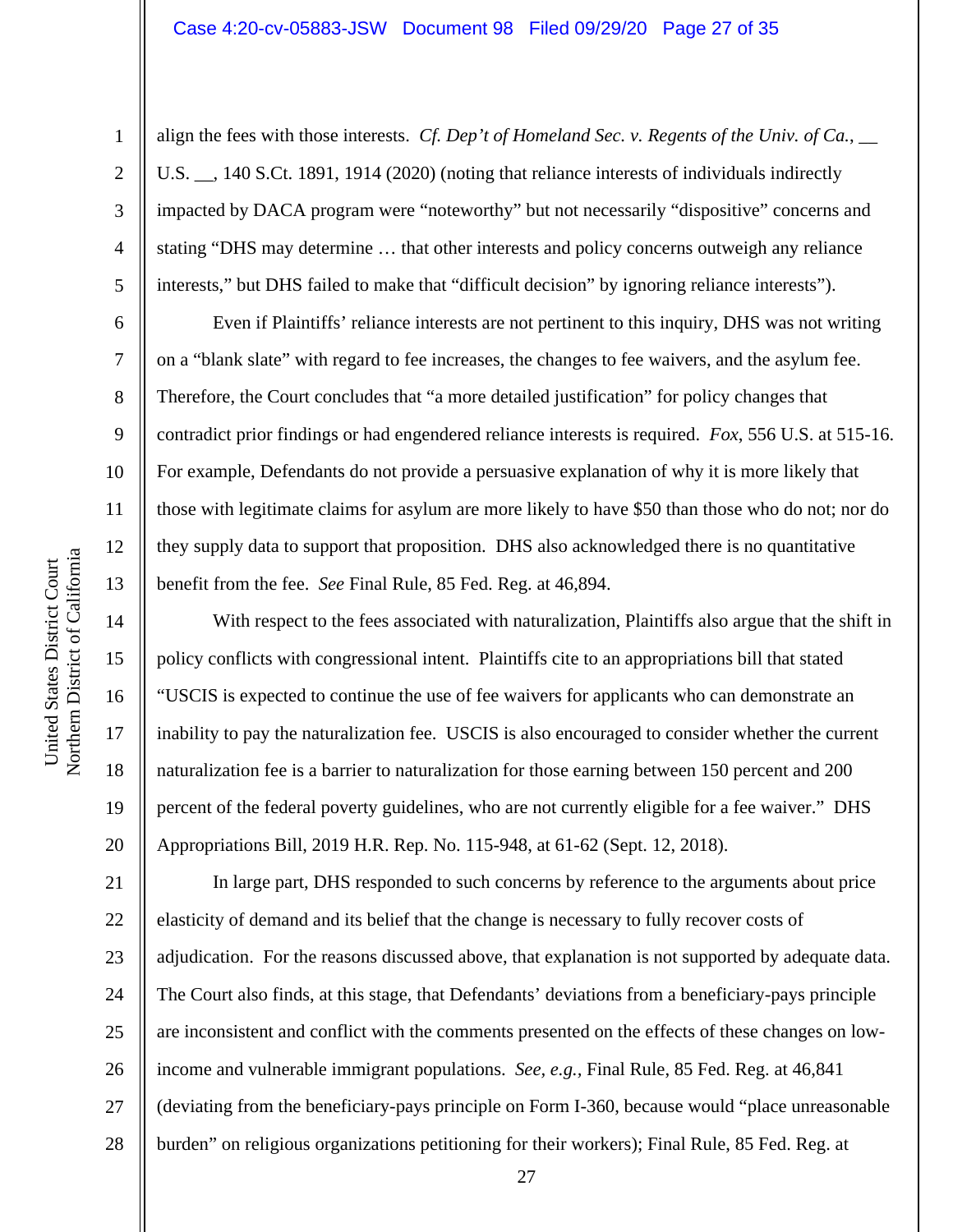align the fees with those interests. *Cf. Dep't of Homeland Sec. v. Regents of the Univ. of Ca.*, __ U.S. __, 140 S.Ct. 1891, 1914 (2020) (noting that reliance interests of individuals indirectly impacted by DACA program were "noteworthy" but not necessarily "dispositive" concerns and stating "DHS may determine … that other interests and policy concerns outweigh any reliance interests," but DHS failed to make that "difficult decision" by ignoring reliance interests").

Even if Plaintiffs' reliance interests are not pertinent to this inquiry, DHS was not writing on a "blank slate" with regard to fee increases, the changes to fee waivers, and the asylum fee. Therefore, the Court concludes that "a more detailed justification" for policy changes that contradict prior findings or had engendered reliance interests is required. *Fox*, 556 U.S. at 515-16. For example, Defendants do not provide a persuasive explanation of why it is more likely that those with legitimate claims for asylum are more likely to have $50 than those who do not; nor do they supply data to support that proposition. DHS also acknowledged there is no quantitative benefit from the fee. *See* Final Rule, 85 Fed. Reg. at 46,894.

With respect to the fees associated with naturalization, Plaintiffs also argue that the shift in policy conflicts with congressional intent. Plaintiffs cite to an appropriations bill that stated "USCIS is expected to continue the use of fee waivers for applicants who can demonstrate an inability to pay the naturalization fee. USCIS is also encouraged to consider whether the current naturalization fee is a barrier to naturalization for those earning between 150 percent and 200 percent of the federal poverty guidelines, who are not currently eligible for a fee waiver." DHS Appropriations Bill, 2019 H.R. Rep. No. 115-948, at 61-62 (Sept. 12, 2018).

In large part, DHS responded to such concerns by reference to the arguments about price elasticity of demand and its belief that the change is necessary to fully recover costs of adjudication. For the reasons discussed above, that explanation is not supported by adequate data. The Court also finds, at this stage, that Defendants' deviations from a beneficiary-pays principle are inconsistent and conflict with the comments presented on the effects of these changes on low-income and vulnerable immigrant populations. *See, e.g.*, Final Rule, 85 Fed. Reg. at 46,841 (deviating from the beneficiary-pays principle on Form I-360, because would "place unreasonable burden" on religious organizations petitioning for their workers); Final Rule, 85 Fed. Reg. at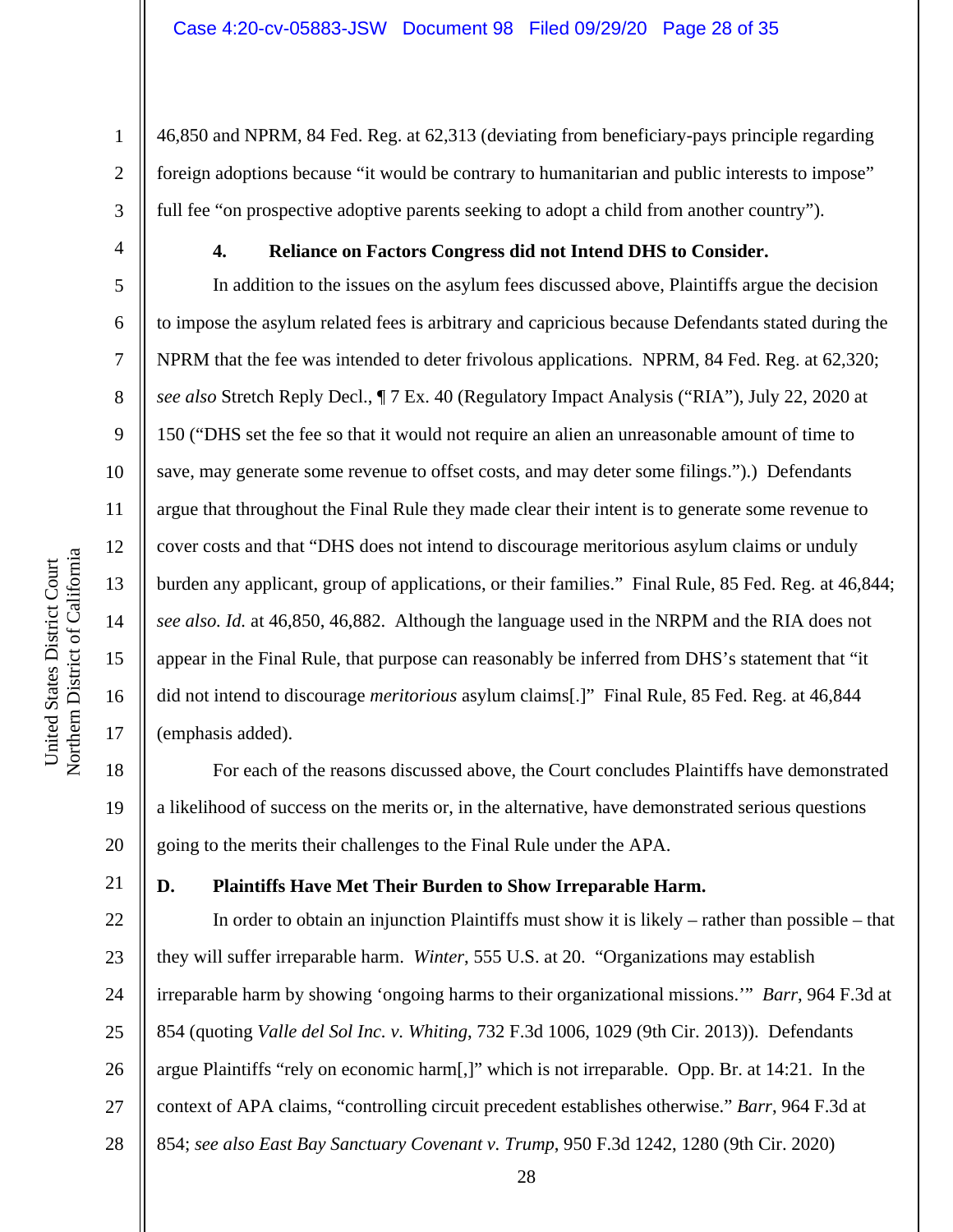46,850 and NPRM, 84 Fed. Reg. at 62,313 (deviating from beneficiary-pays principle regarding foreign adoptions because "it would be contrary to humanitarian and public interests to impose" full fee "on prospective adoptive parents seeking to adopt a child from another country").

#### 4. Reliance on Factors Congress did not Intend DHS to Consider.

In addition to the issues on the asylum fees discussed above, Plaintiffs argue the decision to impose the asylum related fees is arbitrary and capricious because Defendants stated during the NPRM that the fee was intended to deter frivolous applications. NPRM, 84 Fed. Reg. at 62,320; *see also* Stretch Reply Decl., ¶ 7 Ex. 40 (Regulatory Impact Analysis ("RIA"), July 22, 2020 at 150 ("DHS set the fee so that it would not require an alien an unreasonable amount of time to save, may generate some revenue to offset costs, and may deter some filings.").) Defendants argue that throughout the Final Rule they made clear their intent is to generate some revenue to cover costs and that "DHS does not intend to discourage meritorious asylum claims or unduly burden any applicant, group of applications, or their families." Final Rule, 85 Fed. Reg. at 46,844; *see also. Id.* at 46,850, 46,882. Although the language used in the NRPM and the RIA does not appear in the Final Rule, that purpose can reasonably be inferred from DHS's statement that "it did not intend to discourage *meritorious* asylum claims[.]" Final Rule, 85 Fed. Reg. at 46,844 (emphasis added).

For each of the reasons discussed above, the Court concludes Plaintiffs have demonstrated a likelihood of success on the merits or, in the alternative, have demonstrated serious questions going to the merits their challenges to the Final Rule under the APA.

### D. Plaintiffs Have Met Their Burden to Show Irreparable Harm.

In order to obtain an injunction Plaintiffs must show it is likely – rather than possible – that they will suffer irreparable harm. *Winter*, 555 U.S. at 20. "Organizations may establish irreparable harm by showing 'ongoing harms to their organizational missions.'" *Barr*, 964 F.3d at 854 (quoting *Valle del Sol Inc. v. Whiting*, 732 F.3d 1006, 1029 (9th Cir. 2013)). Defendants argue Plaintiffs "rely on economic harm[,]" which is not irreparable. Opp. Br. at 14:21. In the context of APA claims, "controlling circuit precedent establishes otherwise." *Barr*, 964 F.3d at 854; *see also East Bay Sanctuary Covenant v. Trump*, 950 F.3d 1242, 1280 (9th Cir. 2020)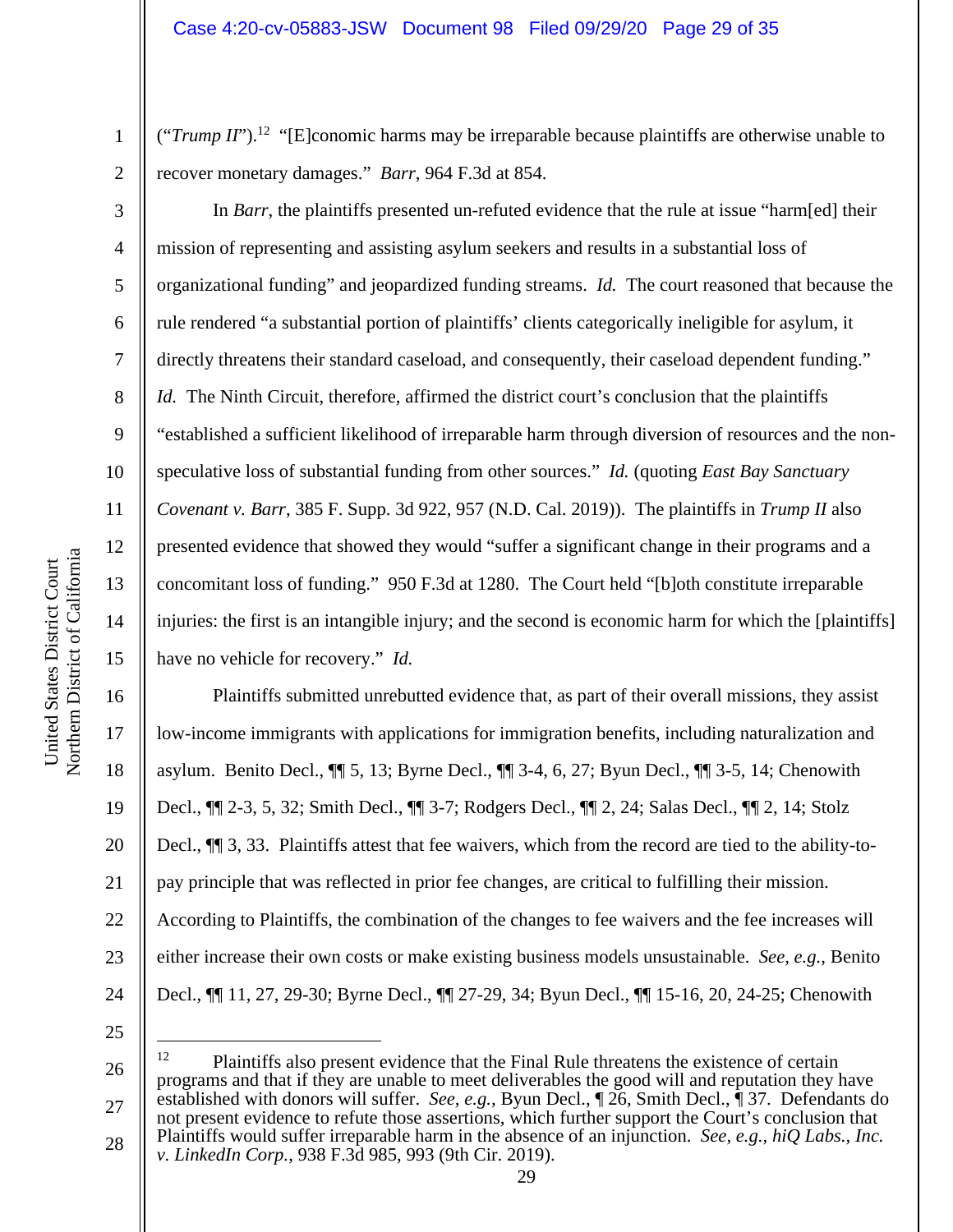("*Trump II*").[12] "[E]conomic harms may be irreparable because plaintiffs are otherwise unable to recover monetary damages." *Barr*, 964 F.3d at 854.

In *Barr*, the plaintiffs presented un-refuted evidence that the rule at issue "harm[ed] their mission of representing and assisting asylum seekers and results in a substantial loss of organizational funding" and jeopardized funding streams. *Id.* The court reasoned that because the rule rendered "a substantial portion of plaintiffs' clients categorically ineligible for asylum, it directly threatens their standard caseload, and consequently, their caseload dependent funding." *Id.* The Ninth Circuit, therefore, affirmed the district court's conclusion that the plaintiffs "established a sufficient likelihood of irreparable harm through diversion of resources and the non-speculative loss of substantial funding from other sources." *Id.* (quoting *East Bay Sanctuary Covenant v. Barr*, 385 F. Supp. 3d 922, 957 (N.D. Cal. 2019)). The plaintiffs in *Trump II* also presented evidence that showed they would "suffer a significant change in their programs and a concomitant loss of funding." 950 F.3d at 1280. The Court held "[b]oth constitute irreparable injuries: the first is an intangible injury; and the second is economic harm for which the [plaintiffs] have no vehicle for recovery." *Id.*

Plaintiffs submitted unrebutted evidence that, as part of their overall missions, they assist low-income immigrants with applications for immigration benefits, including naturalization and asylum. Benito Decl., ¶¶ 5, 13; Byrne Decl., ¶¶ 3-4, 6, 27; Byun Decl., ¶¶ 3-5, 14; Chenowith Decl., ¶¶ 2-3, 5, 32; Smith Decl., ¶¶ 3-7; Rodgers Decl., ¶¶ 2, 24; Salas Decl., ¶¶ 2, 14; Stolz Decl., ¶¶ 3, 33. Plaintiffs attest that fee waivers, which from the record are tied to the ability-to-pay principle that was reflected in prior fee changes, are critical to fulfilling their mission. According to Plaintiffs, the combination of the changes to fee waivers and the fee increases will either increase their own costs or make existing business models unsustainable. *See, e.g.,* Benito Decl., ¶¶ 11, 27, 29-30; Byrne Decl., ¶¶ 27-29, 34; Byun Decl., ¶¶ 15-16, 20, 24-25; Chenowith

---

[12] Plaintiffs also present evidence that the Final Rule threatens the existence of certain programs and that if they are unable to meet deliverables the good will and reputation they have established with donors will suffer. *See, e.g.,* Byun Decl., ¶ 26, Smith Decl., ¶ 37. Defendants do not present evidence to refute those assertions, which further support the Court's conclusion that Plaintiffs would suffer irreparable harm in the absence of an injunction. *See, e.g., hiQ Labs., Inc. v. LinkedIn Corp.*, 938 F.3d 985, 993 (9th Cir. 2019).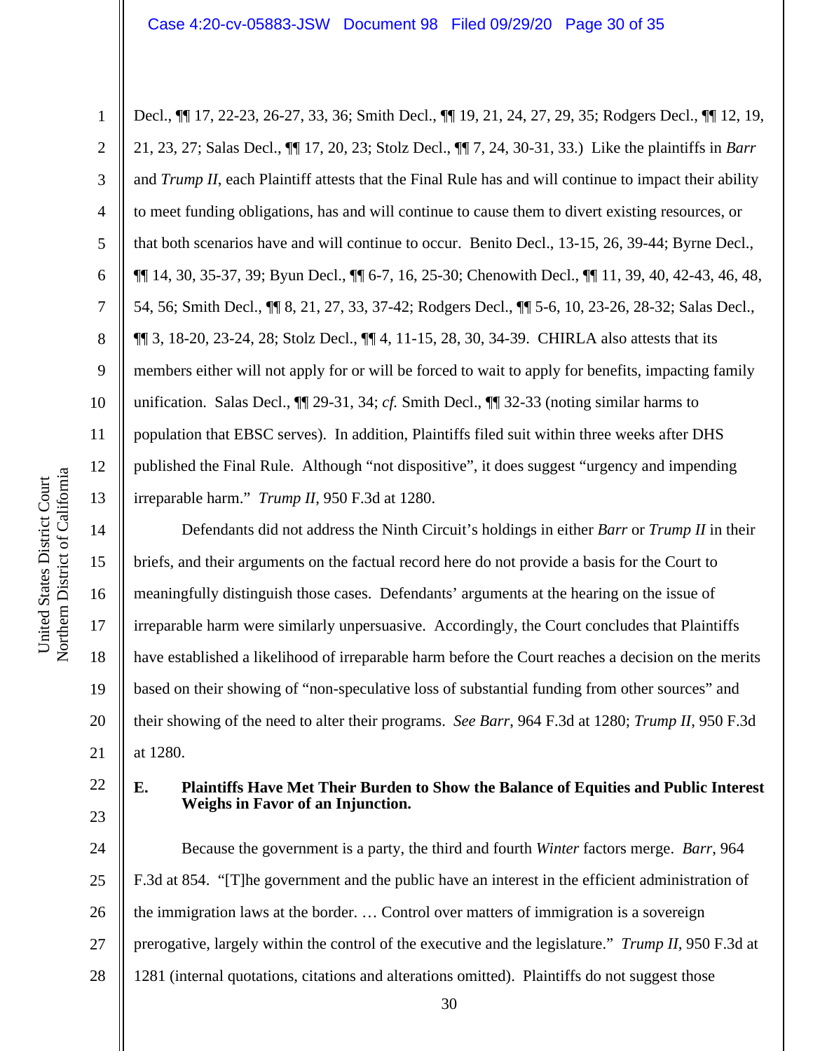Decl., ¶¶ 17, 22-23, 26-27, 33, 36; Smith Decl., ¶¶ 19, 21, 24, 27, 29, 35; Rodgers Decl., ¶¶ 12, 19, 21, 23, 27; Salas Decl., ¶¶ 17, 20, 23; Stolz Decl., ¶¶ 7, 24, 30-31, 33.) Like the plaintiffs in *Barr* and *Trump II*, each Plaintiff attests that the Final Rule has and will continue to impact their ability to meet funding obligations, has and will continue to cause them to divert existing resources, or that both scenarios have and will continue to occur. Benito Decl., 13-15, 26, 39-44; Byrne Decl., ¶¶ 14, 30, 35-37, 39; Byun Decl., ¶¶ 6-7, 16, 25-30; Chenowith Decl., ¶¶ 11, 39, 40, 42-43, 46, 48, 54, 56; Smith Decl., ¶¶ 8, 21, 27, 33, 37-42; Rodgers Decl., ¶¶ 5-6, 10, 23-26, 28-32; Salas Decl., ¶¶ 3, 18-20, 23-24, 28; Stolz Decl., ¶¶ 4, 11-15, 28, 30, 34-39. CHIRLA also attests that its members either will not apply for or will be forced to wait to apply for benefits, impacting family unification. Salas Decl., ¶¶ 29-31, 34; *cf.* Smith Decl., ¶¶ 32-33 (noting similar harms to population that EBSC serves). In addition, Plaintiffs filed suit within three weeks after DHS published the Final Rule. Although "not dispositive", it does suggest "urgency and impending irreparable harm." *Trump II*, 950 F.3d at 1280.

Defendants did not address the Ninth Circuit's holdings in either *Barr* or *Trump II* in their briefs, and their arguments on the factual record here do not provide a basis for the Court to meaningfully distinguish those cases. Defendants' arguments at the hearing on the issue of irreparable harm were similarly unpersuasive. Accordingly, the Court concludes that Plaintiffs have established a likelihood of irreparable harm before the Court reaches a decision on the merits based on their showing of "non-speculative loss of substantial funding from other sources" and their showing of the need to alter their programs. *See Barr*, 964 F.3d at 1280; *Trump II*, 950 F.3d at 1280.

### E. Plaintiffs Have Met Their Burden to Show the Balance of Equities and Public Interest Weighs in Favor of an Injunction.

Because the government is a party, the third and fourth *Winter* factors merge. *Barr*, 964 F.3d at 854. "[T]he government and the public have an interest in the efficient administration of the immigration laws at the border. … Control over matters of immigration is a sovereign prerogative, largely within the control of the executive and the legislature." *Trump II*, 950 F.3d at 1281 (internal quotations, citations and alterations omitted). Plaintiffs do not suggest those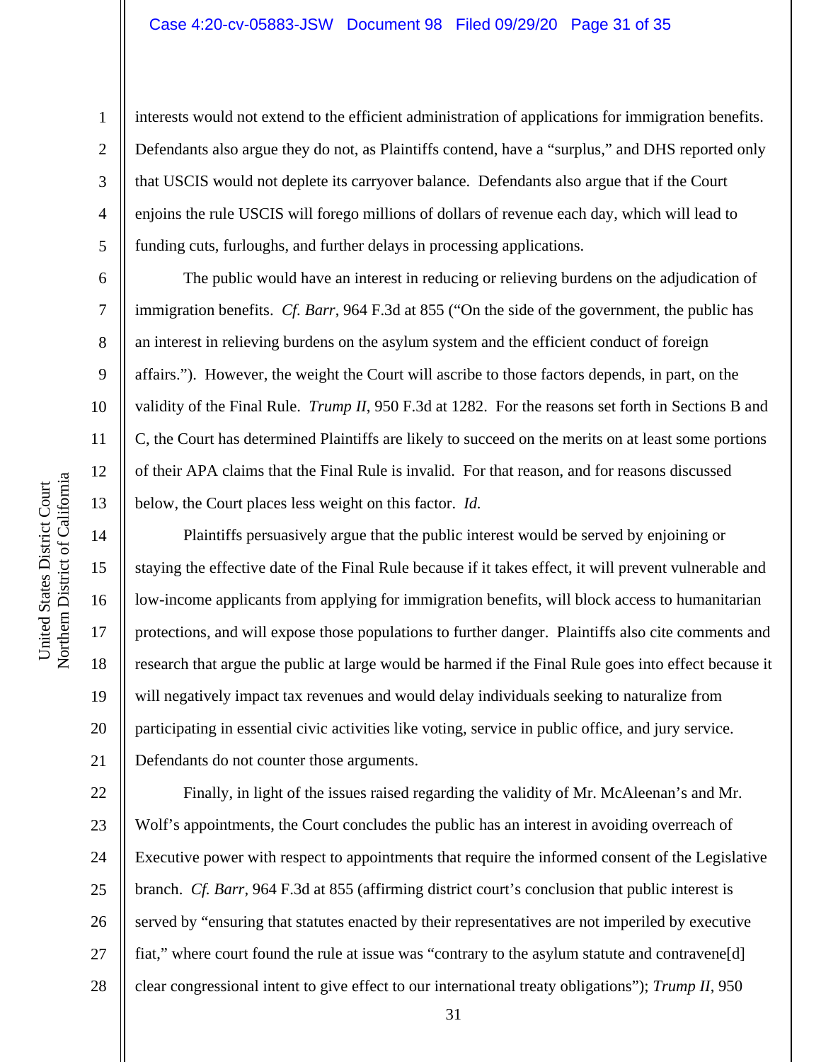interests would not extend to the efficient administration of applications for immigration benefits. Defendants also argue they do not, as Plaintiffs contend, have a "surplus," and DHS reported only that USCIS would not deplete its carryover balance. Defendants also argue that if the Court enjoins the rule USCIS will forego millions of dollars of revenue each day, which will lead to funding cuts, furloughs, and further delays in processing applications.

The public would have an interest in reducing or relieving burdens on the adjudication of immigration benefits. *Cf. Barr*, 964 F.3d at 855 ("On the side of the government, the public has an interest in relieving burdens on the asylum system and the efficient conduct of foreign affairs."). However, the weight the Court will ascribe to those factors depends, in part, on the validity of the Final Rule. *Trump II*, 950 F.3d at 1282. For the reasons set forth in Sections B and C, the Court has determined Plaintiffs are likely to succeed on the merits on at least some portions of their APA claims that the Final Rule is invalid. For that reason, and for reasons discussed below, the Court places less weight on this factor. *Id.*

Plaintiffs persuasively argue that the public interest would be served by enjoining or staying the effective date of the Final Rule because if it takes effect, it will prevent vulnerable and low-income applicants from applying for immigration benefits, will block access to humanitarian protections, and will expose those populations to further danger. Plaintiffs also cite comments and research that argue the public at large would be harmed if the Final Rule goes into effect because it will negatively impact tax revenues and would delay individuals seeking to naturalize from participating in essential civic activities like voting, service in public office, and jury service. Defendants do not counter those arguments.

Finally, in light of the issues raised regarding the validity of Mr. McAleenan's and Mr. Wolf's appointments, the Court concludes the public has an interest in avoiding overreach of Executive power with respect to appointments that require the informed consent of the Legislative branch. *Cf. Barr*, 964 F.3d at 855 (affirming district court's conclusion that public interest is served by "ensuring that statutes enacted by their representatives are not imperiled by executive fiat," where court found the rule at issue was "contrary to the asylum statute and contravene[d] clear congressional intent to give effect to our international treaty obligations"); *Trump II*, 950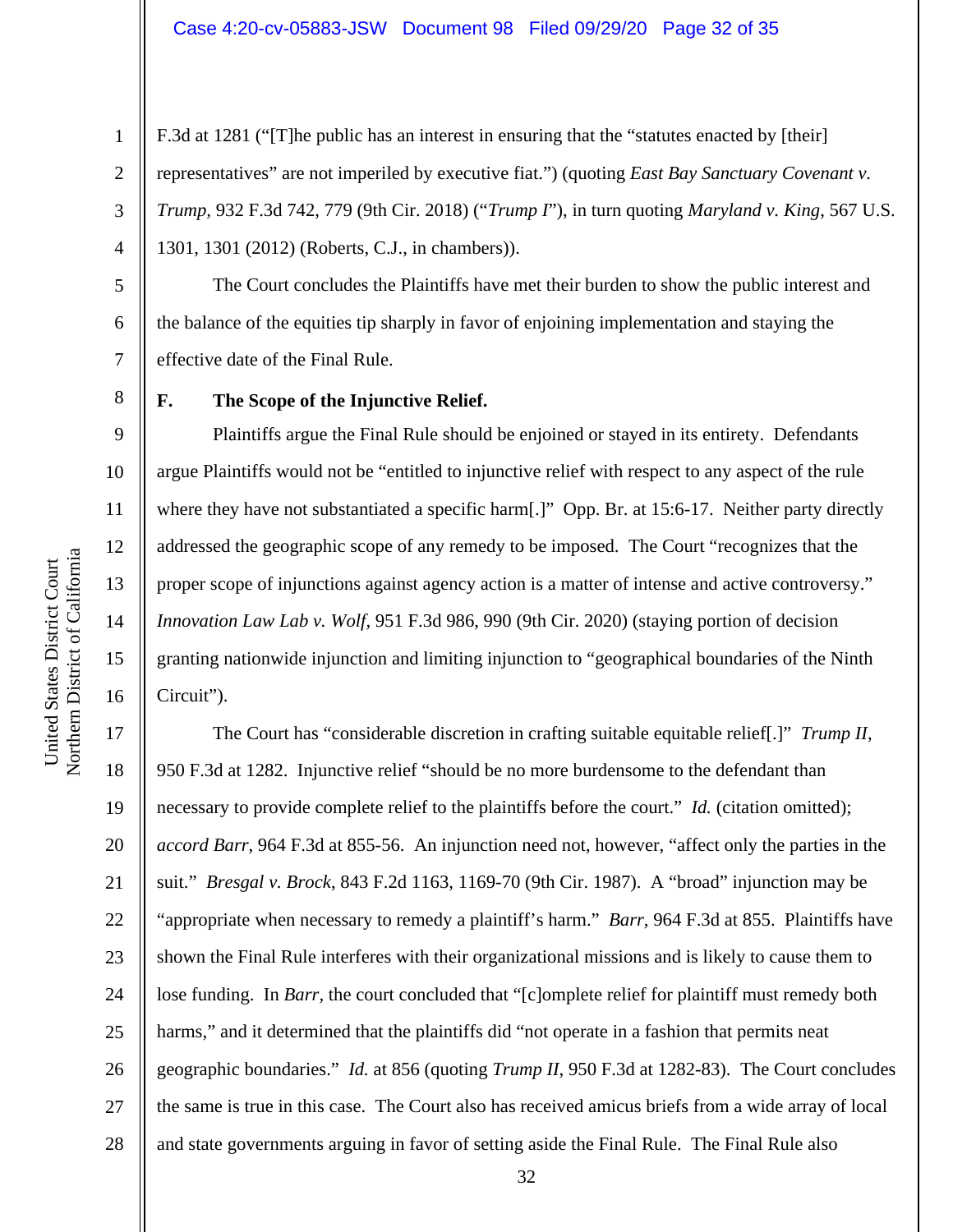F.3d at 1281 ("[T]he public has an interest in ensuring that the "statutes enacted by [their] representatives" are not imperiled by executive fiat.") (quoting *East Bay Sanctuary Covenant v. Trump*, 932 F.3d 742, 779 (9th Cir. 2018) ("*Trump I*"), in turn quoting *Maryland v. King*, 567 U.S. 1301, 1301 (2012) (Roberts, C.J., in chambers)).

The Court concludes the Plaintiffs have met their burden to show the public interest and the balance of the equities tip sharply in favor of enjoining implementation and staying the effective date of the Final Rule.

**F. The Scope of the Injunctive Relief.**

Plaintiffs argue the Final Rule should be enjoined or stayed in its entirety. Defendants argue Plaintiffs would not be "entitled to injunctive relief with respect to any aspect of the rule where they have not substantiated a specific harm[.]" Opp. Br. at 15:6-17. Neither party directly addressed the geographic scope of any remedy to be imposed. The Court "recognizes that the proper scope of injunctions against agency action is a matter of intense and active controversy." *Innovation Law Lab v. Wolf*, 951 F.3d 986, 990 (9th Cir. 2020) (staying portion of decision granting nationwide injunction and limiting injunction to "geographical boundaries of the Ninth Circuit").

The Court has "considerable discretion in crafting suitable equitable relief[.]" *Trump II*, 950 F.3d at 1282. Injunctive relief "should be no more burdensome to the defendant than necessary to provide complete relief to the plaintiffs before the court." *Id.* (citation omitted); *accord Barr*, 964 F.3d at 855-56. An injunction need not, however, "affect only the parties in the suit." *Bresgal v. Brock*, 843 F.2d 1163, 1169-70 (9th Cir. 1987). A "broad" injunction may be "appropriate when necessary to remedy a plaintiff's harm." *Barr*, 964 F.3d at 855. Plaintiffs have shown the Final Rule interferes with their organizational missions and is likely to cause them to lose funding. In *Barr*, the court concluded that "[c]omplete relief for plaintiff must remedy both harms," and it determined that the plaintiffs did "not operate in a fashion that permits neat geographic boundaries." *Id.* at 856 (quoting *Trump II*, 950 F.3d at 1282-83). The Court concludes the same is true in this case. The Court also has received amicus briefs from a wide array of local and state governments arguing in favor of setting aside the Final Rule. The Final Rule also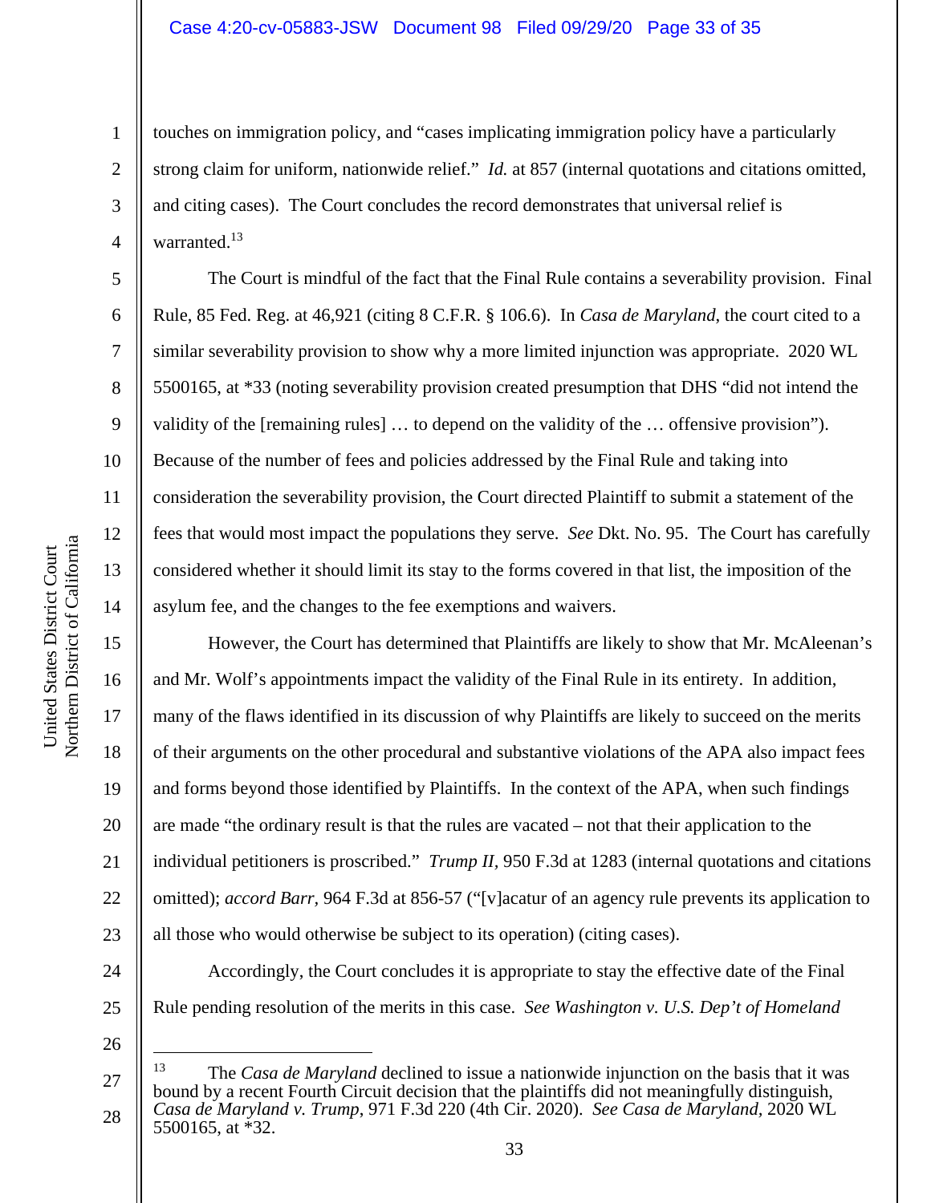touches on immigration policy, and "cases implicating immigration policy have a particularly strong claim for uniform, nationwide relief." *Id.* at 857 (internal quotations and citations omitted, and citing cases). The Court concludes the record demonstrates that universal relief is warranted.[13]

The Court is mindful of the fact that the Final Rule contains a severability provision. Final Rule, 85 Fed. Reg. at 46,921 (citing 8 C.F.R. § 106.6). In *Casa de Maryland*, the court cited to a similar severability provision to show why a more limited injunction was appropriate. 2020 WL 5500165, at *33 (noting severability provision created presumption that DHS "did not intend the validity of the [remaining rules] … to depend on the validity of the … offensive provision"). Because of the number of fees and policies addressed by the Final Rule and taking into consideration the severability provision, the Court directed Plaintiff to submit a statement of the fees that would most impact the populations they serve. *See* Dkt. No. 95. The Court has carefully considered whether it should limit its stay to the forms covered in that list, the imposition of the asylum fee, and the changes to the fee exemptions and waivers.

However, the Court has determined that Plaintiffs are likely to show that Mr. McAleenan's and Mr. Wolf's appointments impact the validity of the Final Rule in its entirety. In addition, many of the flaws identified in its discussion of why Plaintiffs are likely to succeed on the merits of their arguments on the other procedural and substantive violations of the APA also impact fees and forms beyond those identified by Plaintiffs. In the context of the APA, when such findings are made "the ordinary result is that the rules are vacated – not that their application to the individual petitioners is proscribed." *Trump II*, 950 F.3d at 1283 (internal quotations and citations omitted); *accord Barr*, 964 F.3d at 856-57 ("[v]acatur of an agency rule prevents its application to all those who would otherwise be subject to its operation) (citing cases).

Accordingly, the Court concludes it is appropriate to stay the effective date of the Final Rule pending resolution of the merits in this case. *See Washington v. U.S. Dep't of Homeland*

---

[13] The *Casa de Maryland* declined to issue a nationwide injunction on the basis that it was bound by a recent Fourth Circuit decision that the plaintiffs did not meaningfully distinguish, *Casa de Maryland v. Trump*, 971 F.3d 220 (4th Cir. 2020). *See Casa de Maryland*, 2020 WL 5500165, at *32.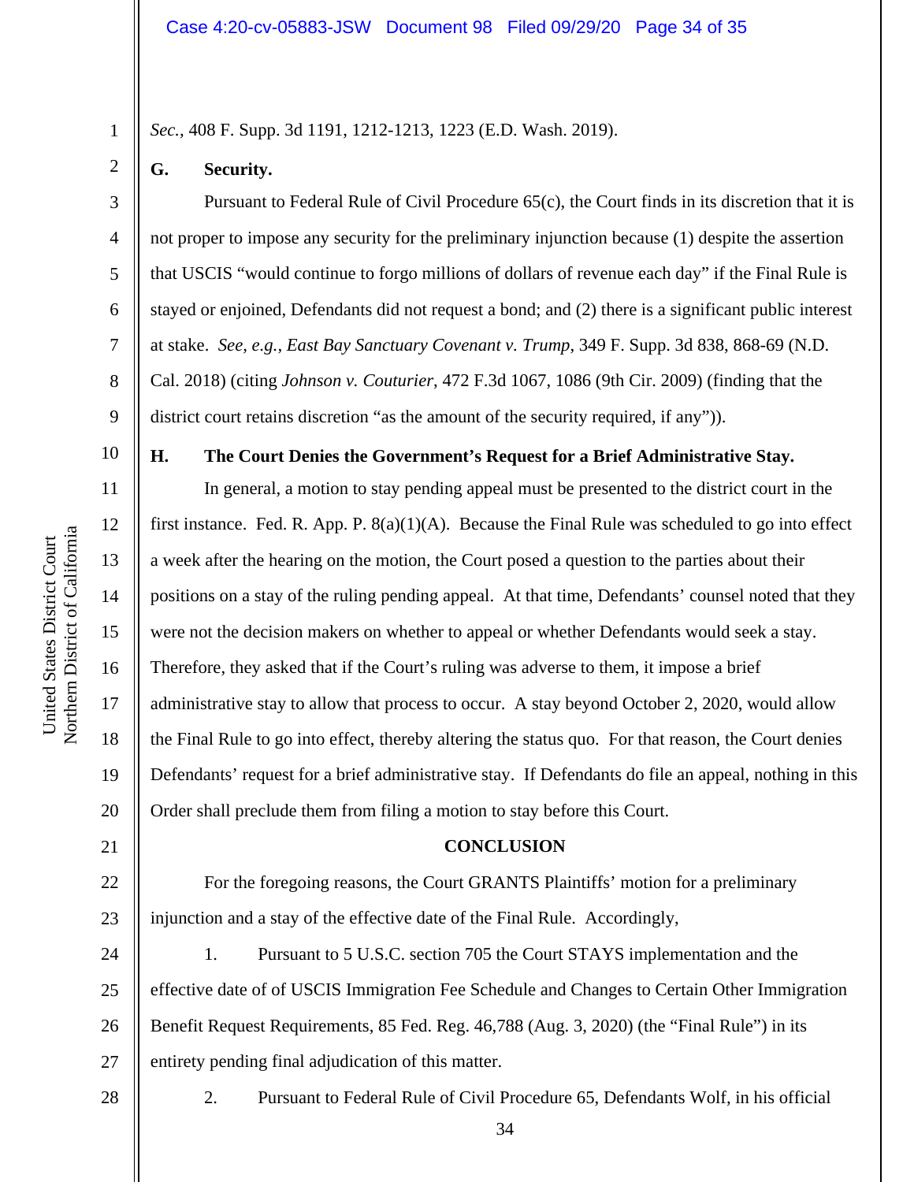*Sec.*, 408 F. Supp. 3d 1191, 1212-1213, 1223 (E.D. Wash. 2019).

**G. Security.**

Pursuant to Federal Rule of Civil Procedure 65(c), the Court finds in its discretion that it is not proper to impose any security for the preliminary injunction because (1) despite the assertion that USCIS "would continue to forgo millions of dollars of revenue each day" if the Final Rule is stayed or enjoined, Defendants did not request a bond; and (2) there is a significant public interest at stake. *See, e.g.*, *East Bay Sanctuary Covenant v. Trump*, 349 F. Supp. 3d 838, 868-69 (N.D. Cal. 2018) (citing *Johnson v. Couturier*, 472 F.3d 1067, 1086 (9th Cir. 2009) (finding that the district court retains discretion "as the amount of the security required, if any")).

**H. The Court Denies the Government's Request for a Brief Administrative Stay.**

In general, a motion to stay pending appeal must be presented to the district court in the first instance. Fed. R. App. P. 8(a)(1)(A). Because the Final Rule was scheduled to go into effect a week after the hearing on the motion, the Court posed a question to the parties about their positions on a stay of the ruling pending appeal. At that time, Defendants' counsel noted that they were not the decision makers on whether to appeal or whether Defendants would seek a stay. Therefore, they asked that if the Court's ruling was adverse to them, it impose a brief administrative stay to allow that process to occur. A stay beyond October 2, 2020, would allow the Final Rule to go into effect, thereby altering the status quo. For that reason, the Court denies Defendants' request for a brief administrative stay. If Defendants do file an appeal, nothing in this Order shall preclude them from filing a motion to stay before this Court.

**CONCLUSION**

For the foregoing reasons, the Court GRANTS Plaintiffs' motion for a preliminary injunction and a stay of the effective date of the Final Rule. Accordingly,

1. Pursuant to 5 U.S.C. section 705 the Court STAYS implementation and the effective date of of USCIS Immigration Fee Schedule and Changes to Certain Other Immigration Benefit Request Requirements, 85 Fed. Reg. 46,788 (Aug. 3, 2020) (the "Final Rule") in its entirety pending final adjudication of this matter.

2. Pursuant to Federal Rule of Civil Procedure 65, Defendants Wolf, in his official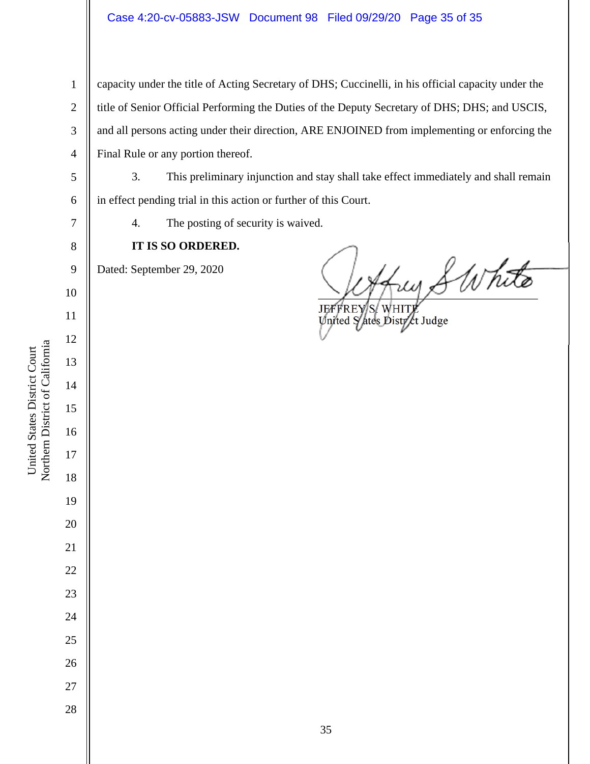capacity under the title of Acting Secretary of DHS; Cuccinelli, in his official capacity under the title of Senior Official Performing the Duties of the Deputy Secretary of DHS; DHS; and USCIS, and all persons acting under their direction, ARE ENJOINED from implementing or enforcing the Final Rule or any portion thereof.

3. This preliminary injunction and stay shall take effect immediately and shall remain in effect pending trial in this action or further of this Court.

4. The posting of security is waived.

**IT IS SO ORDERED.**

Dated: September 29, 2020

JEFFREY S. WHITE
United States District Judge